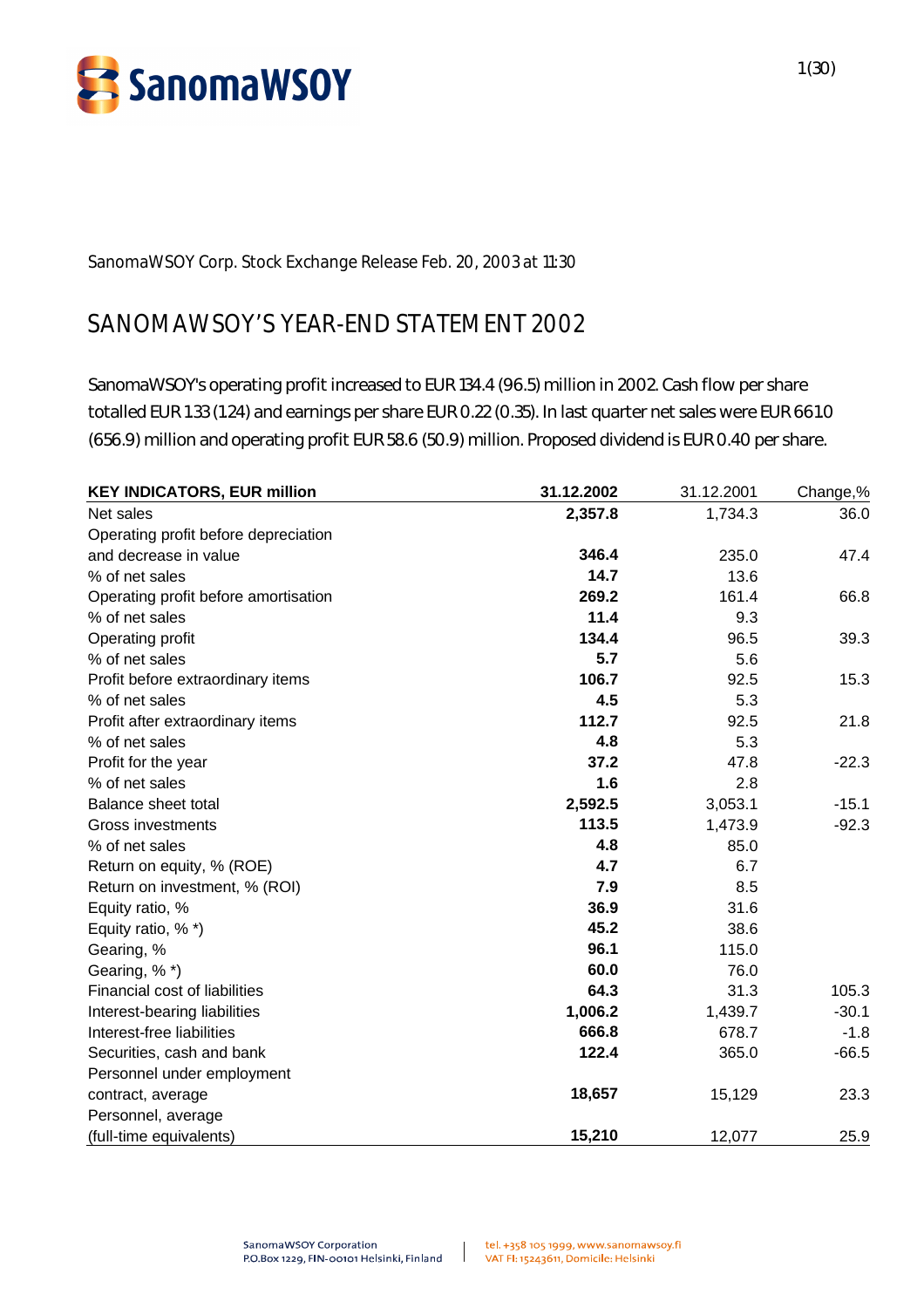SanomaWSOY Corp. Stock Exchange Release Feb. 20, 2003 at 11:30

# SANOMAWSOY'S YEAR-END STATEMENT 2002

SanomaWSOY's operating profit increased to EUR 134.4 (96.5) million in 2002. Cash flow per share totalled EUR 1.33 (1.24) and earnings per share EUR 0.22 (0.35). In last quarter net sales were EUR 661.0 (656.9) million and operating profit EUR 58.6 (50.9) million. Proposed dividend is EUR 0.40 per share.

| KEY INDICATORS, EUR million | 31.12.2002 | 31.12.2001 | Change,% |
|---|---|---|---|
| Net sales | **2,357.8** | 1,734.3 | 36.0 |
| Operating profit before depreciation and decrease in value | **346.4** | 235.0 | 47.4 |
| % of net sales | **14.7** | 13.6 | |
| Operating profit before amortisation | **269.2** | 161.4 | 66.8 |
| % of net sales | **11.4** | 9.3 | |
| Operating profit | **134.4** | 96.5 | 39.3 |
| % of net sales | **5.7** | 5.6 | |
| Profit before extraordinary items | **106.7** | 92.5 | 15.3 |
| % of net sales | **4.5** | 5.3 | |
| Profit after extraordinary items | **112.7** | 92.5 | 21.8 |
| % of net sales | **4.8** | 5.3 | |
| Profit for the year | **37.2** | 47.8 | -22.3 |
| % of net sales | **1.6** | 2.8 | |
| Balance sheet total | **2,592.5** | 3,053.1 | -15.1 |
| Gross investments | **113.5** | 1,473.9 | -92.3 |
| % of net sales | **4.8** | 85.0 | |
| Return on equity, % (ROE) | **4.7** | 6.7 | |
| Return on investment, % (ROI) | **7.9** | 8.5 | |
| Equity ratio, % | **36.9** | 31.6 | |
| Equity ratio, % *) | **45.2** | 38.6 | |
| Gearing, % | **96.1** | 115.0 | |
| Gearing, % *) | **60.0** | 76.0 | |
| Financial cost of liabilities | **64.3** | 31.3 | 105.3 |
| Interest-bearing liabilities | **1,006.2** | 1,439.7 | -30.1 |
| Interest-free liabilities | **666.8** | 678.7 | -1.8 |
| Securities, cash and bank | **122.4** | 365.0 | -66.5 |
| Personnel under employment contract, average | **18,657** | 15,129 | 23.3 |
| Personnel, average (full-time equivalents) | **15,210** | 12,077 | 25.9 |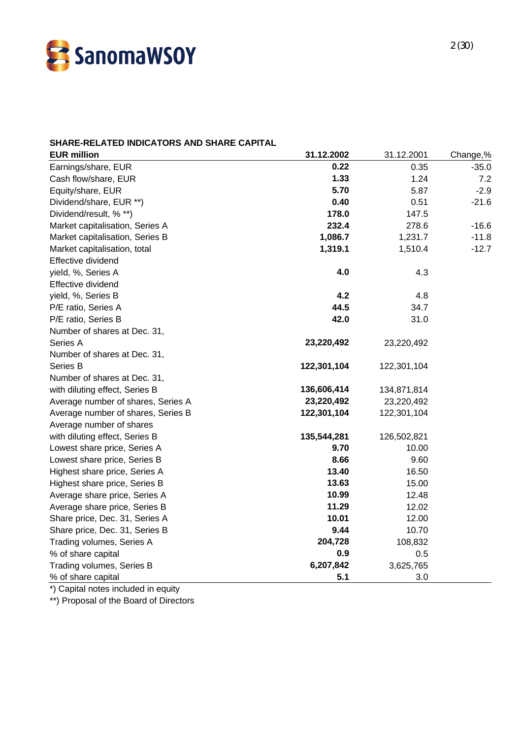**SHARE-RELATED INDICATORS AND SHARE CAPITAL**

| EUR million | 31.12.2002 | 31.12.2001 | Change,% |
|---|---|---|---|
| Earnings/share, EUR | **0.22** | 0.35 | -35.0 |
| Cash flow/share, EUR | **1.33** | 1.24 | 7.2 |
| Equity/share, EUR | **5.70** | 5.87 | -2.9 |
| Dividend/share, EUR **) | **0.40** | 0.51 | -21.6 |
| Dividend/result, % **) | **178.0** | 147.5 | |
| Market capitalisation, Series A | **232.4** | 278.6 | -16.6 |
| Market capitalisation, Series B | **1,086.7** | 1,231.7 | -11.8 |
| Market capitalisation, total | **1,319.1** | 1,510.4 | -12.7 |
| Effective dividend yield, %, Series A | **4.0** | 4.3 | |
| Effective dividend yield, %, Series B | **4.2** | 4.8 | |
| P/E ratio, Series A | **44.5** | 34.7 | |
| P/E ratio, Series B | **42.0** | 31.0 | |
| Number of shares at Dec. 31, Series A | **23,220,492** | 23,220,492 | |
| Number of shares at Dec. 31, Series B | **122,301,104** | 122,301,104 | |
| Number of shares at Dec. 31, with diluting effect, Series B | **136,606,414** | 134,871,814 | |
| Average number of shares, Series A | **23,220,492** | 23,220,492 | |
| Average number of shares, Series B | **122,301,104** | 122,301,104 | |
| Average number of shares with diluting effect, Series B | **135,544,281** | 126,502,821 | |
| Lowest share price, Series A | **9.70** | 10.00 | |
| Lowest share price, Series B | **8.66** | 9.60 | |
| Highest share price, Series A | **13.40** | 16.50 | |
| Highest share price, Series B | **13.63** | 15.00 | |
| Average share price, Series A | **10.99** | 12.48 | |
| Average share price, Series B | **11.29** | 12.02 | |
| Share price, Dec. 31, Series A | **10.01** | 12.00 | |
| Share price, Dec. 31, Series B | **9.44** | 10.70 | |
| Trading volumes, Series A | **204,728** | 108,832 | |
| % of share capital | **0.9** | 0.5 | |
| Trading volumes, Series B | **6,207,842** | 3,625,765 | |
| % of share capital | **5.1** | 3.0 | |

*) Capital notes included in equity

**) Proposal of the Board of Directors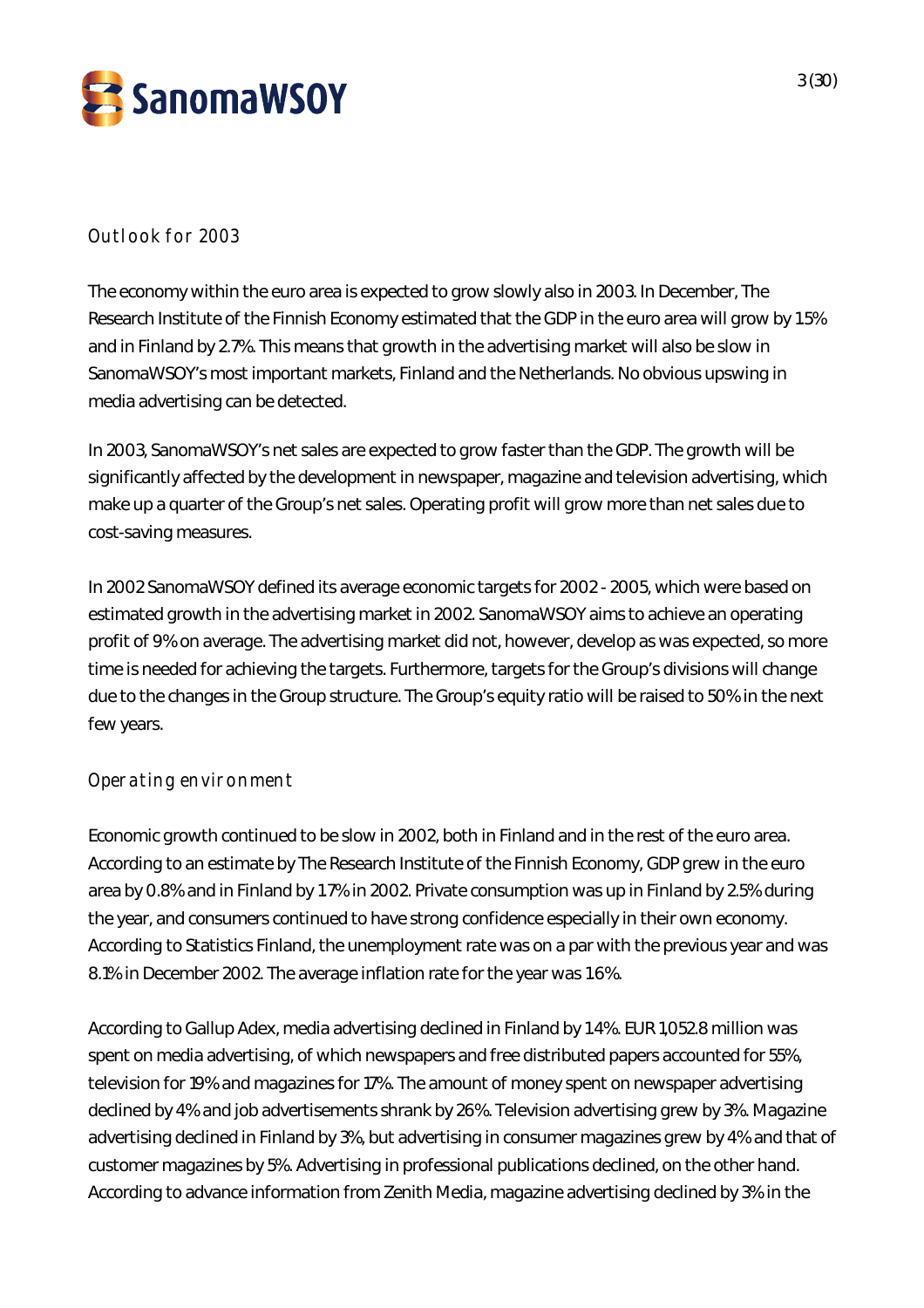## Outlook for 2003

The economy within the euro area is expected to grow slowly also in 2003. In December, The Research Institute of the Finnish Economy estimated that the GDP in the euro area will grow by 1.5% and in Finland by 2.7%. This means that growth in the advertising market will also be slow in SanomaWSOY's most important markets, Finland and the Netherlands. No obvious upswing in media advertising can be detected.

In 2003, SanomaWSOY's net sales are expected to grow faster than the GDP. The growth will be significantly affected by the development in newspaper, magazine and television advertising, which make up a quarter of the Group's net sales. Operating profit will grow more than net sales due to cost-saving measures.

In 2002 SanomaWSOY defined its average economic targets for 2002 - 2005, which were based on estimated growth in the advertising market in 2002. SanomaWSOY aims to achieve an operating profit of 9% on average. The advertising market did not, however, develop as was expected, so more time is needed for achieving the targets. Furthermore, targets for the Group's divisions will change due to the changes in the Group structure. The Group's equity ratio will be raised to 50% in the next few years.

## Operating environment

Economic growth continued to be slow in 2002, both in Finland and in the rest of the euro area. According to an estimate by The Research Institute of the Finnish Economy, GDP grew in the euro area by 0.8% and in Finland by 1.7% in 2002. Private consumption was up in Finland by 2.5% during the year, and consumers continued to have strong confidence especially in their own economy. According to Statistics Finland, the unemployment rate was on a par with the previous year and was 8.1% in December 2002. The average inflation rate for the year was 1.6%.

According to Gallup Adex, media advertising declined in Finland by 1.4%. EUR 1,052.8 million was spent on media advertising, of which newspapers and free distributed papers accounted for 55%, television for 19% and magazines for 17%. The amount of money spent on newspaper advertising declined by 4% and job advertisements shrank by 26%. Television advertising grew by 3%. Magazine advertising declined in Finland by 3%, but advertising in consumer magazines grew by 4% and that of customer magazines by 5%. Advertising in professional publications declined, on the other hand. According to advance information from Zenith Media, magazine advertising declined by 3% in the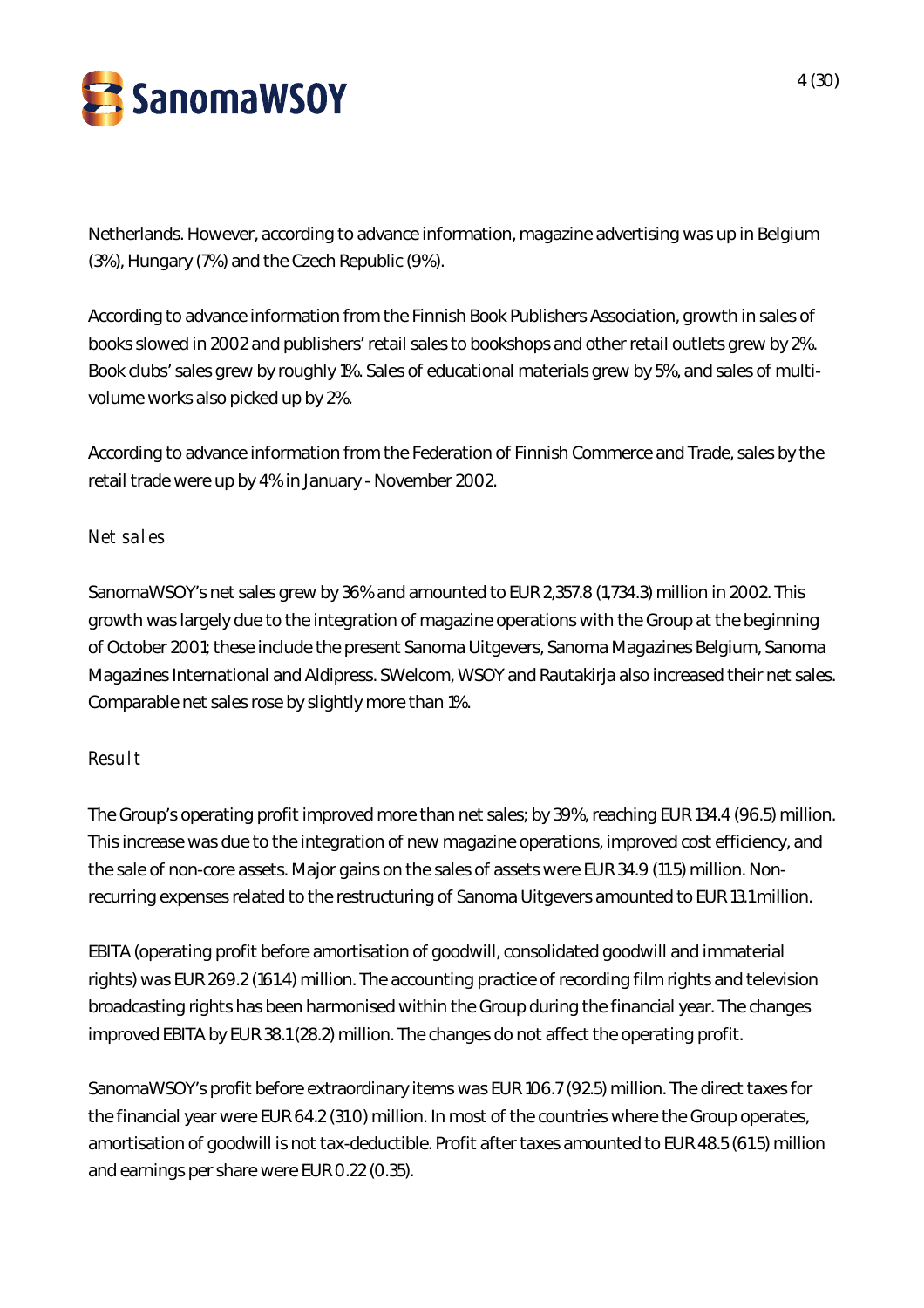Netherlands. However, according to advance information, magazine advertising was up in Belgium (3%), Hungary (7%) and the Czech Republic (9%).

According to advance information from the Finnish Book Publishers Association, growth in sales of books slowed in 2002 and publishers' retail sales to bookshops and other retail outlets grew by 2%. Book clubs' sales grew by roughly 1%. Sales of educational materials grew by 5%, and sales of multi-volume works also picked up by 2%.

According to advance information from the Federation of Finnish Commerce and Trade, sales by the retail trade were up by 4% in January - November 2002.

### *Net sales*

SanomaWSOY's net sales grew by 36% and amounted to EUR 2,357.8 (1,734.3) million in 2002. This growth was largely due to the integration of magazine operations with the Group at the beginning of October 2001; these include the present Sanoma Uitgevers, Sanoma Magazines Belgium, Sanoma Magazines International and Aldipress. SWelcom, WSOY and Rautakirja also increased their net sales. Comparable net sales rose by slightly more than 1%.

### *Result*

The Group's operating profit improved more than net sales; by 39%, reaching EUR 134.4 (96.5) million. This increase was due to the integration of new magazine operations, improved cost efficiency, and the sale of non-core assets. Major gains on the sales of assets were EUR 34.9 (11.5) million. Non-recurring expenses related to the restructuring of Sanoma Uitgevers amounted to EUR 13.1 million.

EBITA (operating profit before amortisation of goodwill, consolidated goodwill and immaterial rights) was EUR 269.2 (161.4) million. The accounting practice of recording film rights and television broadcasting rights has been harmonised within the Group during the financial year. The changes improved EBITA by EUR 38.1 (28.2) million. The changes do not affect the operating profit.

SanomaWSOY's profit before extraordinary items was EUR 106.7 (92.5) million. The direct taxes for the financial year were EUR 64.2 (31.0) million. In most of the countries where the Group operates, amortisation of goodwill is not tax-deductible. Profit after taxes amounted to EUR 48.5 (61.5) million and earnings per share were EUR 0.22 (0.35).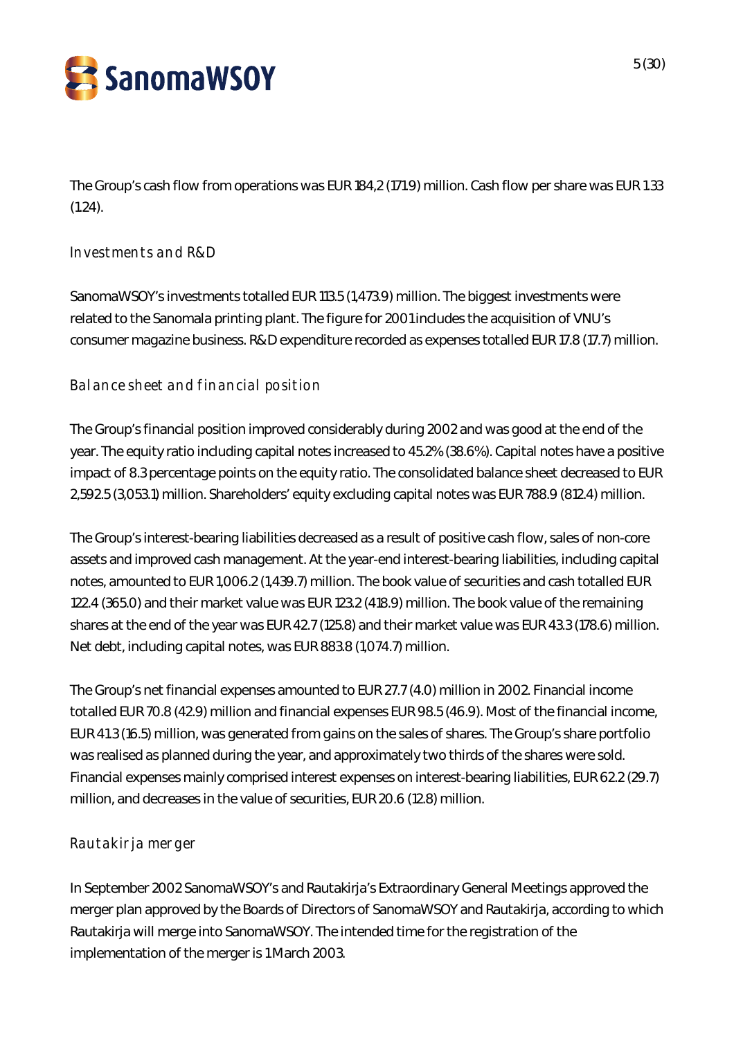The Group's cash flow from operations was EUR 184,2 (171.9) million. Cash flow per share was EUR 1.33 (1.24).

### Investments and R&D

SanomaWSOY's investments totalled EUR 113.5 (1,473.9) million. The biggest investments were related to the Sanomala printing plant. The figure for 2001 includes the acquisition of VNU's consumer magazine business. R&D expenditure recorded as expenses totalled EUR 17.8 (17.7) million.

### Balance sheet and financial position

The Group's financial position improved considerably during 2002 and was good at the end of the year. The equity ratio including capital notes increased to 45.2% (38.6%). Capital notes have a positive impact of 8.3 percentage points on the equity ratio. The consolidated balance sheet decreased to EUR 2,592.5 (3,053.1) million. Shareholders' equity excluding capital notes was EUR 788.9 (812.4) million.

The Group's interest-bearing liabilities decreased as a result of positive cash flow, sales of non-core assets and improved cash management. At the year-end interest-bearing liabilities, including capital notes, amounted to EUR 1,006.2 (1,439.7) million. The book value of securities and cash totalled EUR 122.4 (365.0) and their market value was EUR 123.2 (418.9) million. The book value of the remaining shares at the end of the year was EUR 42.7 (125.8) and their market value was EUR 43.3 (178.6) million. Net debt, including capital notes, was EUR 883.8 (1,074.7) million.

The Group's net financial expenses amounted to EUR 27.7 (4.0) million in 2002. Financial income totalled EUR 70.8 (42.9) million and financial expenses EUR 98.5 (46.9). Most of the financial income, EUR 41.3 (16.5) million, was generated from gains on the sales of shares. The Group's share portfolio was realised as planned during the year, and approximately two thirds of the shares were sold. Financial expenses mainly comprised interest expenses on interest-bearing liabilities, EUR 62.2 (29.7) million, and decreases in the value of securities, EUR 20.6 (12.8) million.

### Rautakirja merger

In September 2002 SanomaWSOY's and Rautakirja's Extraordinary General Meetings approved the merger plan approved by the Boards of Directors of SanomaWSOY and Rautakirja, according to which Rautakirja will merge into SanomaWSOY. The intended time for the registration of the implementation of the merger is 1 March 2003.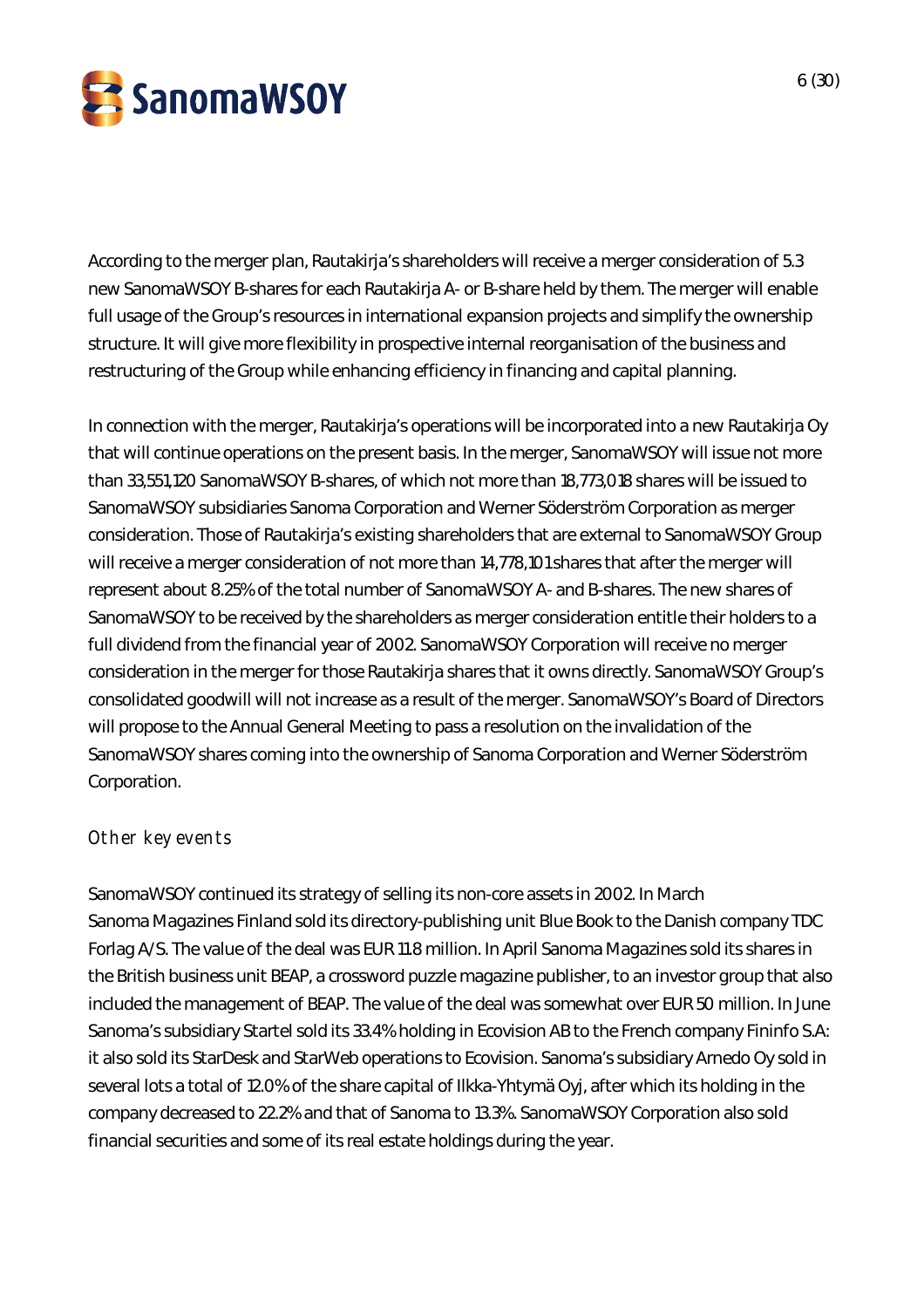According to the merger plan, Rautakirja's shareholders will receive a merger consideration of 5.3 new SanomaWSOY B-shares for each Rautakirja A- or B-share held by them. The merger will enable full usage of the Group's resources in international expansion projects and simplify the ownership structure. It will give more flexibility in prospective internal reorganisation of the business and restructuring of the Group while enhancing efficiency in financing and capital planning.

In connection with the merger, Rautakirja's operations will be incorporated into a new Rautakirja Oy that will continue operations on the present basis. In the merger, SanomaWSOY will issue not more than 33,551,120 SanomaWSOY B-shares, of which not more than 18,773,018 shares will be issued to SanomaWSOY subsidiaries Sanoma Corporation and Werner Söderström Corporation as merger consideration. Those of Rautakirja's existing shareholders that are external to SanomaWSOY Group will receive a merger consideration of not more than 14,778,101 shares that after the merger will represent about 8.25% of the total number of SanomaWSOY A- and B-shares. The new shares of SanomaWSOY to be received by the shareholders as merger consideration entitle their holders to a full dividend from the financial year of 2002. SanomaWSOY Corporation will receive no merger consideration in the merger for those Rautakirja shares that it owns directly. SanomaWSOY Group's consolidated goodwill will not increase as a result of the merger. SanomaWSOY's Board of Directors will propose to the Annual General Meeting to pass a resolution on the invalidation of the SanomaWSOY shares coming into the ownership of Sanoma Corporation and Werner Söderström Corporation.

## Other key events

SanomaWSOY continued its strategy of selling its non-core assets in 2002. In March Sanoma Magazines Finland sold its directory-publishing unit Blue Book to the Danish company TDC Forlag A/S. The value of the deal was EUR 11.8 million. In April Sanoma Magazines sold its shares in the British business unit BEAP, a crossword puzzle magazine publisher, to an investor group that also included the management of BEAP. The value of the deal was somewhat over EUR 50 million. In June Sanoma's subsidiary Startel sold its 33.4% holding in Ecovision AB to the French company Fininfo S.A: it also sold its StarDesk and StarWeb operations to Ecovision. Sanoma's subsidiary Arnedo Oy sold in several lots a total of 12.0% of the share capital of Ilkka-Yhtymä Oyj, after which its holding in the company decreased to 22.2% and that of Sanoma to 13.3%. SanomaWSOY Corporation also sold financial securities and some of its real estate holdings during the year.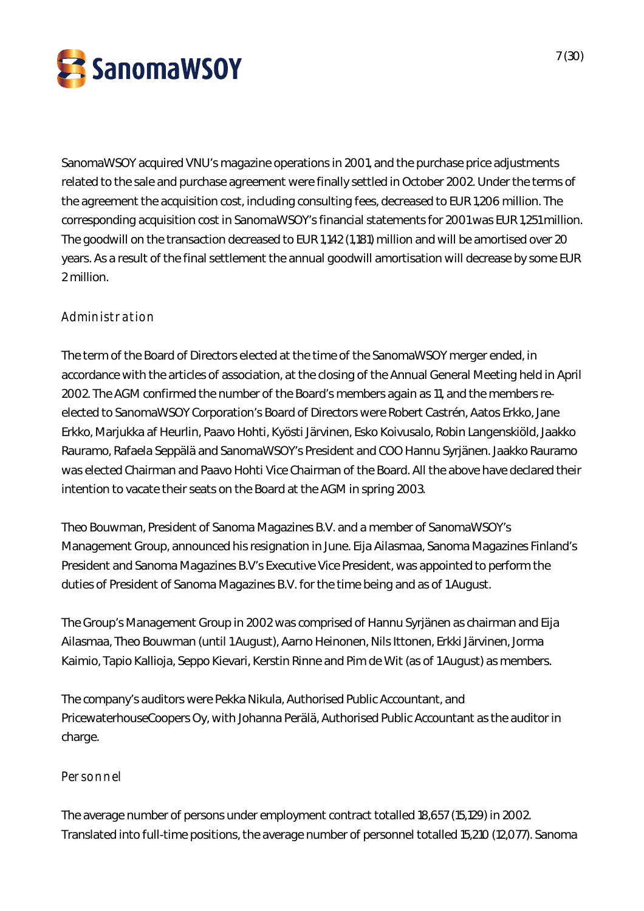SanomaWSOY acquired VNU's magazine operations in 2001, and the purchase price adjustments related to the sale and purchase agreement were finally settled in October 2002. Under the terms of the agreement the acquisition cost, including consulting fees, decreased to EUR 1,206 million. The corresponding acquisition cost in SanomaWSOY's financial statements for 2001 was EUR 1,251 million. The goodwill on the transaction decreased to EUR 1,142 (1,181) million and will be amortised over 20 years. As a result of the final settlement the annual goodwill amortisation will decrease by some EUR 2 million.

## Administration

The term of the Board of Directors elected at the time of the SanomaWSOY merger ended, in accordance with the articles of association, at the closing of the Annual General Meeting held in April 2002. The AGM confirmed the number of the Board's members again as 11, and the members re-elected to SanomaWSOY Corporation's Board of Directors were Robert Castrén, Aatos Erkko, Jane Erkko, Marjukka af Heurlin, Paavo Hohti, Kyösti Järvinen, Esko Koivusalo, Robin Langenskiöld, Jaakko Rauramo, Rafaela Seppälä and SanomaWSOY's President and COO Hannu Syrjänen. Jaakko Rauramo was elected Chairman and Paavo Hohti Vice Chairman of the Board. All the above have declared their intention to vacate their seats on the Board at the AGM in spring 2003.

Theo Bouwman, President of Sanoma Magazines B.V. and a member of SanomaWSOY's Management Group, announced his resignation in June. Eija Ailasmaa, Sanoma Magazines Finland's President and Sanoma Magazines B.V's Executive Vice President, was appointed to perform the duties of President of Sanoma Magazines B.V. for the time being and as of 1 August.

The Group's Management Group in 2002 was comprised of Hannu Syrjänen as chairman and Eija Ailasmaa, Theo Bouwman (until 1 August), Aarno Heinonen, Nils Ittonen, Erkki Järvinen, Jorma Kaimio, Tapio Kallioja, Seppo Kievari, Kerstin Rinne and Pim de Wit (as of 1 August) as members.

The company's auditors were Pekka Nikula, Authorised Public Accountant, and PricewaterhouseCoopers Oy, with Johanna Perälä, Authorised Public Accountant as the auditor in charge.

## Personnel

The average number of persons under employment contract totalled 18,657 (15,129) in 2002. Translated into full-time positions, the average number of personnel totalled 15,210 (12,077). Sanoma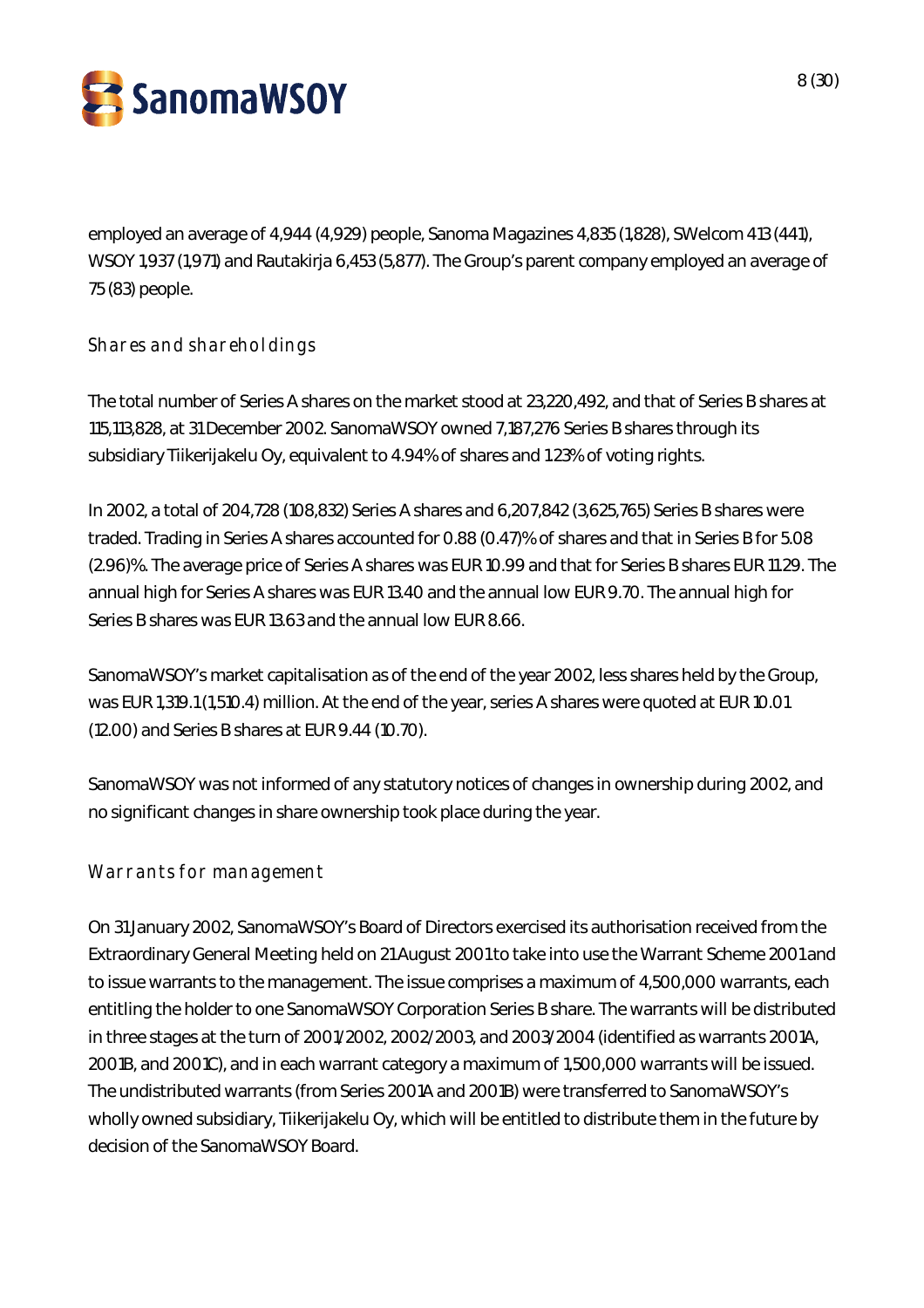employed an average of 4,944 (4,929) people, Sanoma Magazines 4,835 (1,828), SWelcom 413 (441), WSOY 1,937 (1,971) and Rautakirja 6,453 (5,877). The Group's parent company employed an average of 75 (83) people.

## Shares and shareholdings

The total number of Series A shares on the market stood at 23,220,492, and that of Series B shares at 115,113,828, at 31 December 2002. SanomaWSOY owned 7,187,276 Series B shares through its subsidiary Tiikerijakelu Oy, equivalent to 4.94% of shares and 1.23% of voting rights.

In 2002, a total of 204,728 (108,832) Series A shares and 6,207,842 (3,625,765) Series B shares were traded. Trading in Series A shares accounted for 0.88 (0.47)% of shares and that in Series B for 5.08 (2.96)%. The average price of Series A shares was EUR 10.99 and that for Series B shares EUR 11.29. The annual high for Series A shares was EUR 13.40 and the annual low EUR 9.70. The annual high for Series B shares was EUR 13.63 and the annual low EUR 8.66.

SanomaWSOY's market capitalisation as of the end of the year 2002, less shares held by the Group, was EUR 1,319.1 (1,510.4) million. At the end of the year, series A shares were quoted at EUR 10.01 (12.00) and Series B shares at EUR 9.44 (10.70).

SanomaWSOY was not informed of any statutory notices of changes in ownership during 2002, and no significant changes in share ownership took place during the year.

## Warrants for management

On 31 January 2002, SanomaWSOY's Board of Directors exercised its authorisation received from the Extraordinary General Meeting held on 21 August 2001 to take into use the Warrant Scheme 2001 and to issue warrants to the management. The issue comprises a maximum of 4,500,000 warrants, each entitling the holder to one SanomaWSOY Corporation Series B share. The warrants will be distributed in three stages at the turn of 2001/2002, 2002/2003, and 2003/2004 (identified as warrants 2001A, 2001B, and 2001C), and in each warrant category a maximum of 1,500,000 warrants will be issued. The undistributed warrants (from Series 2001A and 2001B) were transferred to SanomaWSOY's wholly owned subsidiary, Tiikerijakelu Oy, which will be entitled to distribute them in the future by decision of the SanomaWSOY Board.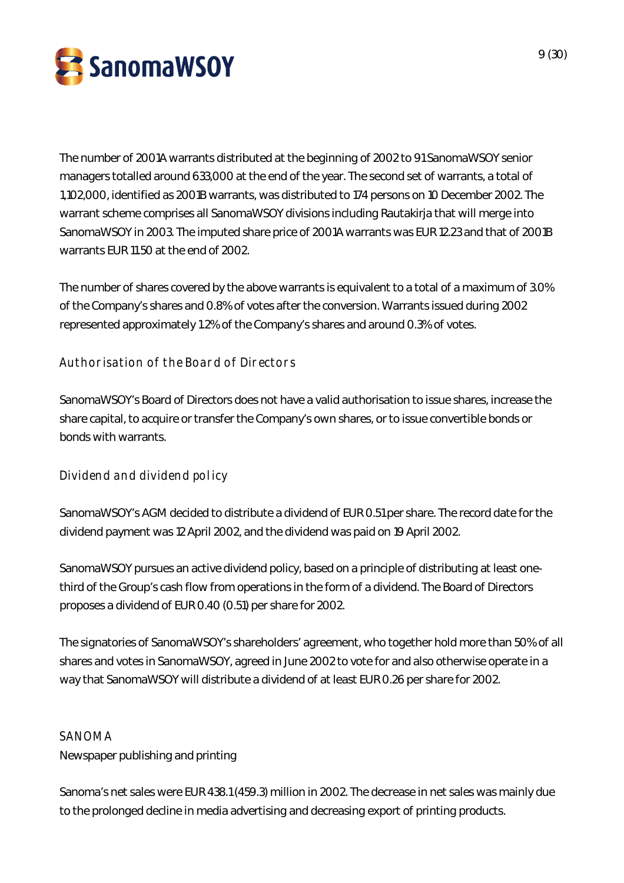The number of 2001A warrants distributed at the beginning of 2002 to 91 SanomaWSOY senior managers totalled around 633,000 at the end of the year. The second set of warrants, a total of 1,102,000, identified as 2001B warrants, was distributed to 174 persons on 10 December 2002. The warrant scheme comprises all SanomaWSOY divisions including Rautakirja that will merge into SanomaWSOY in 2003. The imputed share price of 2001A warrants was EUR 12.23 and that of 2001B warrants EUR 11.50 at the end of 2002.

The number of shares covered by the above warrants is equivalent to a total of a maximum of 3.0% of the Company's shares and 0.8% of votes after the conversion. Warrants issued during 2002 represented approximately 1.2% of the Company's shares and around 0.3% of votes.

### Authorisation of the Board of Directors

SanomaWSOY's Board of Directors does not have a valid authorisation to issue shares, increase the share capital, to acquire or transfer the Company's own shares, or to issue convertible bonds or bonds with warrants.

### Dividend and dividend policy

SanomaWSOY's AGM decided to distribute a dividend of EUR 0.51 per share. The record date for the dividend payment was 12 April 2002, and the dividend was paid on 19 April 2002.

SanomaWSOY pursues an active dividend policy, based on a principle of distributing at least one-third of the Group's cash flow from operations in the form of a dividend. The Board of Directors proposes a dividend of EUR 0.40 (0.51) per share for 2002.

The signatories of SanomaWSOY's shareholders' agreement, who together hold more than 50% of all shares and votes in SanomaWSOY, agreed in June 2002 to vote for and also otherwise operate in a way that SanomaWSOY will distribute a dividend of at least EUR 0.26 per share for 2002.

## SANOMA

Newspaper publishing and printing

Sanoma's net sales were EUR 438.1 (459.3) million in 2002. The decrease in net sales was mainly due to the prolonged decline in media advertising and decreasing export of printing products.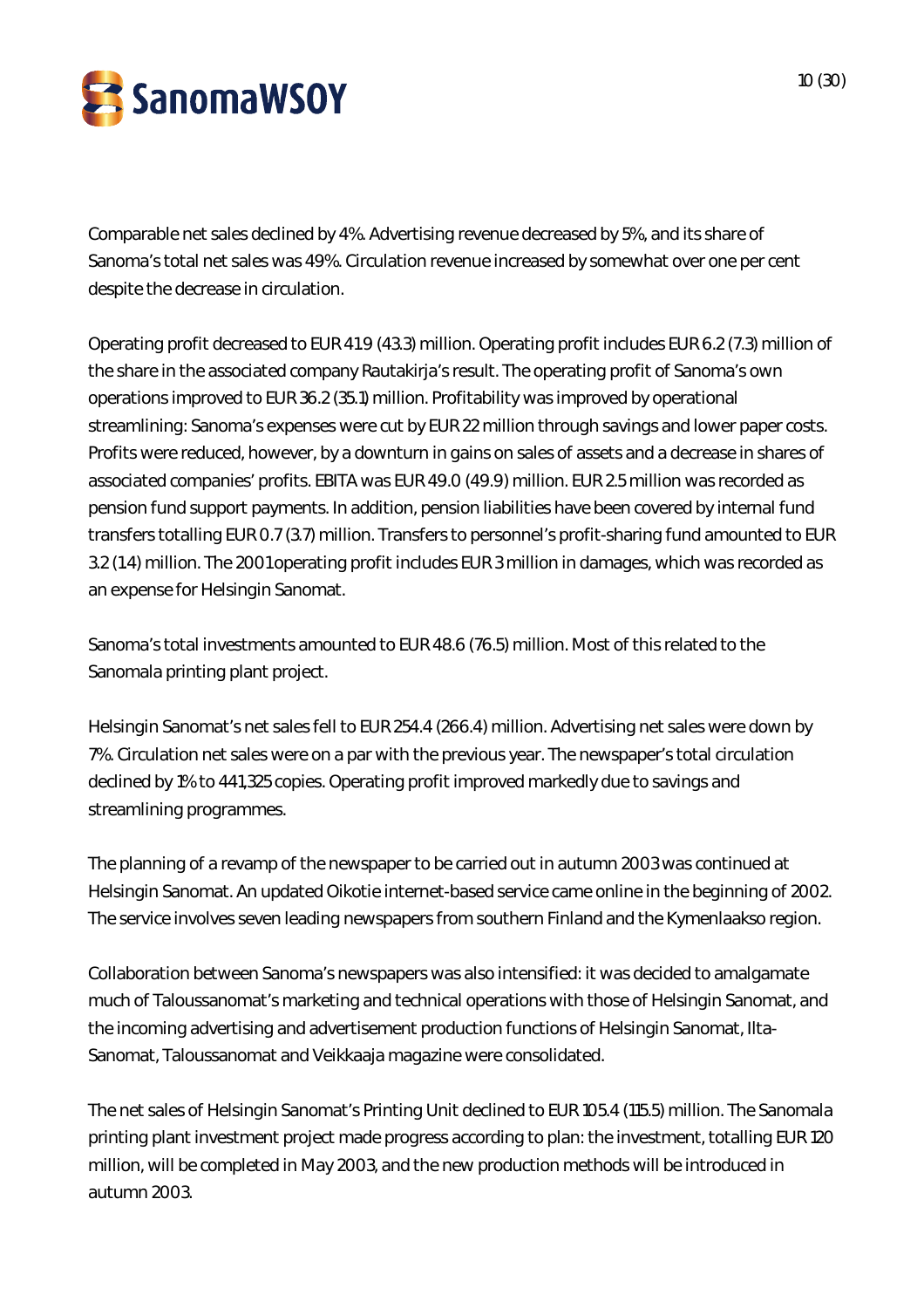Comparable net sales declined by 4%. Advertising revenue decreased by 5%, and its share of Sanoma's total net sales was 49%. Circulation revenue increased by somewhat over one per cent despite the decrease in circulation.

Operating profit decreased to EUR 41.9 (43.3) million. Operating profit includes EUR 6.2 (7.3) million of the share in the associated company Rautakirja's result. The operating profit of Sanoma's own operations improved to EUR 36.2 (35.1) million. Profitability was improved by operational streamlining: Sanoma's expenses were cut by EUR 22 million through savings and lower paper costs. Profits were reduced, however, by a downturn in gains on sales of assets and a decrease in shares of associated companies' profits. EBITA was EUR 49.0 (49.9) million. EUR 2.5 million was recorded as pension fund support payments. In addition, pension liabilities have been covered by internal fund transfers totalling EUR 0.7 (3.7) million. Transfers to personnel's profit-sharing fund amounted to EUR 3.2 (1.4) million. The 2001 operating profit includes EUR 3 million in damages, which was recorded as an expense for Helsingin Sanomat.

Sanoma's total investments amounted to EUR 48.6 (76.5) million. Most of this related to the Sanomala printing plant project.

Helsingin Sanomat's net sales fell to EUR 254.4 (266.4) million. Advertising net sales were down by 7%. Circulation net sales were on a par with the previous year. The newspaper's total circulation declined by 1% to 441,325 copies. Operating profit improved markedly due to savings and streamlining programmes.

The planning of a revamp of the newspaper to be carried out in autumn 2003 was continued at Helsingin Sanomat. An updated Oikotie internet-based service came online in the beginning of 2002. The service involves seven leading newspapers from southern Finland and the Kymenlaakso region.

Collaboration between Sanoma's newspapers was also intensified: it was decided to amalgamate much of Taloussanomat's marketing and technical operations with those of Helsingin Sanomat, and the incoming advertising and advertisement production functions of Helsingin Sanomat, Ilta-Sanomat, Taloussanomat and Veikkaaja magazine were consolidated.

The net sales of Helsingin Sanomat's Printing Unit declined to EUR 105.4 (115.5) million. The Sanomala printing plant investment project made progress according to plan: the investment, totalling EUR 120 million, will be completed in May 2003, and the new production methods will be introduced in autumn 2003.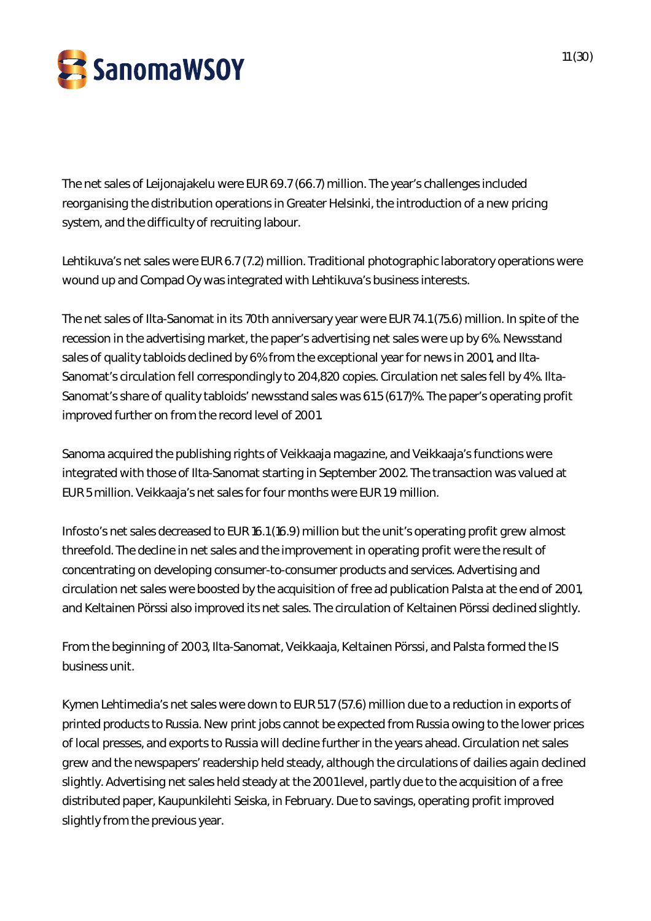The net sales of Leijonajakelu were EUR 69.7 (66.7) million. The year's challenges included reorganising the distribution operations in Greater Helsinki, the introduction of a new pricing system, and the difficulty of recruiting labour.

Lehtikuva's net sales were EUR 6.7 (7.2) million. Traditional photographic laboratory operations were wound up and Compad Oy was integrated with Lehtikuva's business interests.

The net sales of Ilta-Sanomat in its 70th anniversary year were EUR 74.1 (75.6) million. In spite of the recession in the advertising market, the paper's advertising net sales were up by 6%. Newsstand sales of quality tabloids declined by 6% from the exceptional year for news in 2001, and Ilta-Sanomat's circulation fell correspondingly to 204,820 copies. Circulation net sales fell by 4%. Ilta-Sanomat's share of quality tabloids' newsstand sales was 61.5 (61.7)%. The paper's operating profit improved further on from the record level of 2001.

Sanoma acquired the publishing rights of Veikkaaja magazine, and Veikkaaja's functions were integrated with those of Ilta-Sanomat starting in September 2002. The transaction was valued at EUR 5 million. Veikkaaja's net sales for four months were EUR 1.9 million.

Infosto's net sales decreased to EUR 16.1 (16.9) million but the unit's operating profit grew almost threefold. The decline in net sales and the improvement in operating profit were the result of concentrating on developing consumer-to-consumer products and services. Advertising and circulation net sales were boosted by the acquisition of free ad publication Palsta at the end of 2001, and Keltainen Pörssi also improved its net sales. The circulation of Keltainen Pörssi declined slightly.

From the beginning of 2003, Ilta-Sanomat, Veikkaaja, Keltainen Pörssi, and Palsta formed the IS business unit.

Kymen Lehtimedia's net sales were down to EUR 51.7 (57.6) million due to a reduction in exports of printed products to Russia. New print jobs cannot be expected from Russia owing to the lower prices of local presses, and exports to Russia will decline further in the years ahead. Circulation net sales grew and the newspapers' readership held steady, although the circulations of dailies again declined slightly. Advertising net sales held steady at the 2001 level, partly due to the acquisition of a free distributed paper, Kaupunkilehti Seiska, in February. Due to savings, operating profit improved slightly from the previous year.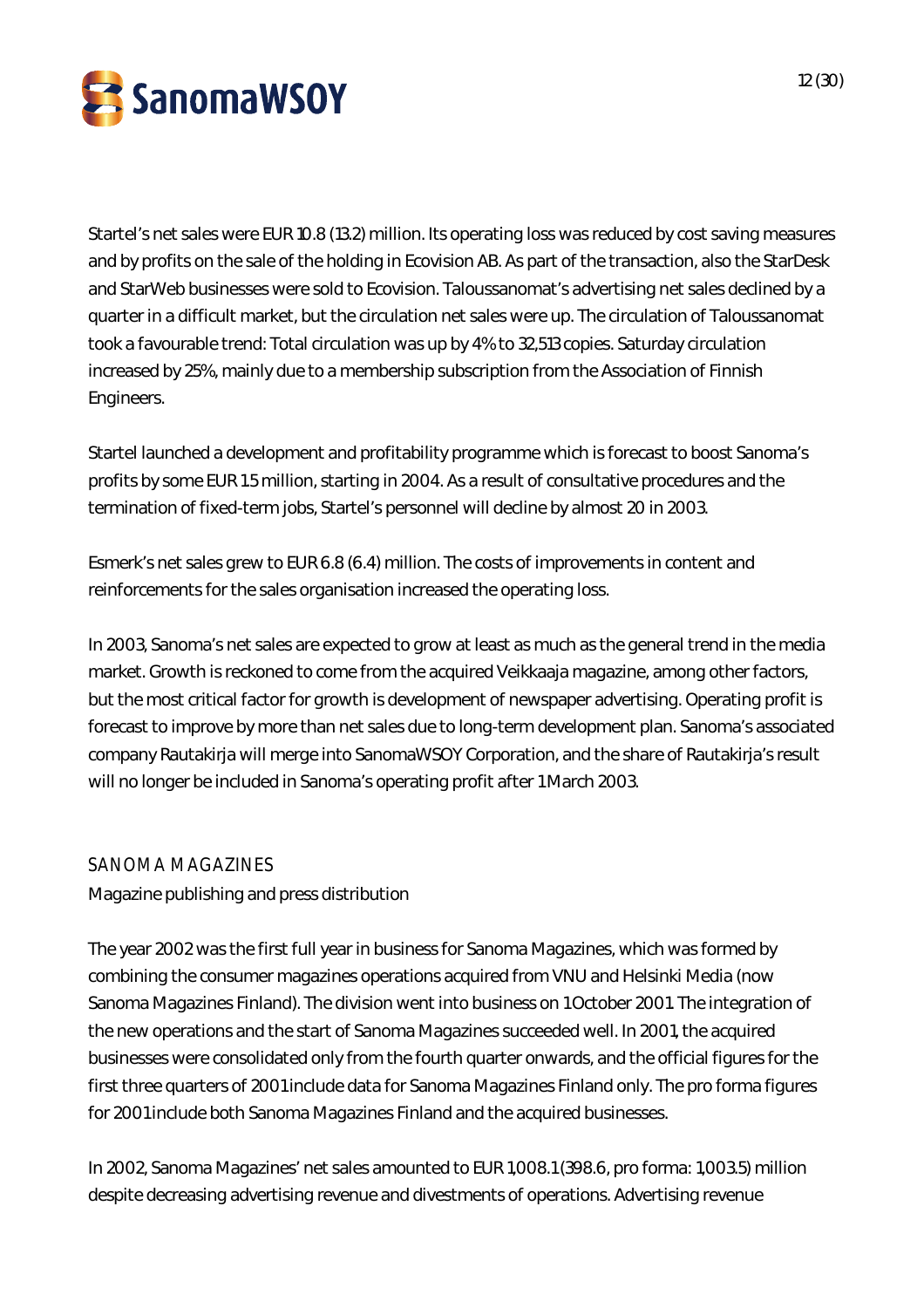Startel's net sales were EUR 10.8 (13.2) million. Its operating loss was reduced by cost saving measures and by profits on the sale of the holding in Ecovision AB. As part of the transaction, also the StarDesk and StarWeb businesses were sold to Ecovision. Taloussanomat's advertising net sales declined by a quarter in a difficult market, but the circulation net sales were up. The circulation of Taloussanomat took a favourable trend: Total circulation was up by 4% to 32,513 copies. Saturday circulation increased by 25%, mainly due to a membership subscription from the Association of Finnish Engineers.

Startel launched a development and profitability programme which is forecast to boost Sanoma's profits by some EUR 1.5 million, starting in 2004. As a result of consultative procedures and the termination of fixed-term jobs, Startel's personnel will decline by almost 20 in 2003.

Esmerk's net sales grew to EUR 6.8 (6.4) million. The costs of improvements in content and reinforcements for the sales organisation increased the operating loss.

In 2003, Sanoma's net sales are expected to grow at least as much as the general trend in the media market. Growth is reckoned to come from the acquired Veikkaaja magazine, among other factors, but the most critical factor for growth is development of newspaper advertising. Operating profit is forecast to improve by more than net sales due to long-term development plan. Sanoma's associated company Rautakirja will merge into SanomaWSOY Corporation, and the share of Rautakirja's result will no longer be included in Sanoma's operating profit after 1 March 2003.

## SANOMA MAGAZINES

Magazine publishing and press distribution

The year 2002 was the first full year in business for Sanoma Magazines, which was formed by combining the consumer magazines operations acquired from VNU and Helsinki Media (now Sanoma Magazines Finland). The division went into business on 1 October 2001. The integration of the new operations and the start of Sanoma Magazines succeeded well. In 2001, the acquired businesses were consolidated only from the fourth quarter onwards, and the official figures for the first three quarters of 2001 include data for Sanoma Magazines Finland only. The pro forma figures for 2001 include both Sanoma Magazines Finland and the acquired businesses.

In 2002, Sanoma Magazines' net sales amounted to EUR 1,008.1 (398.6, pro forma: 1,003.5) million despite decreasing advertising revenue and divestments of operations. Advertising revenue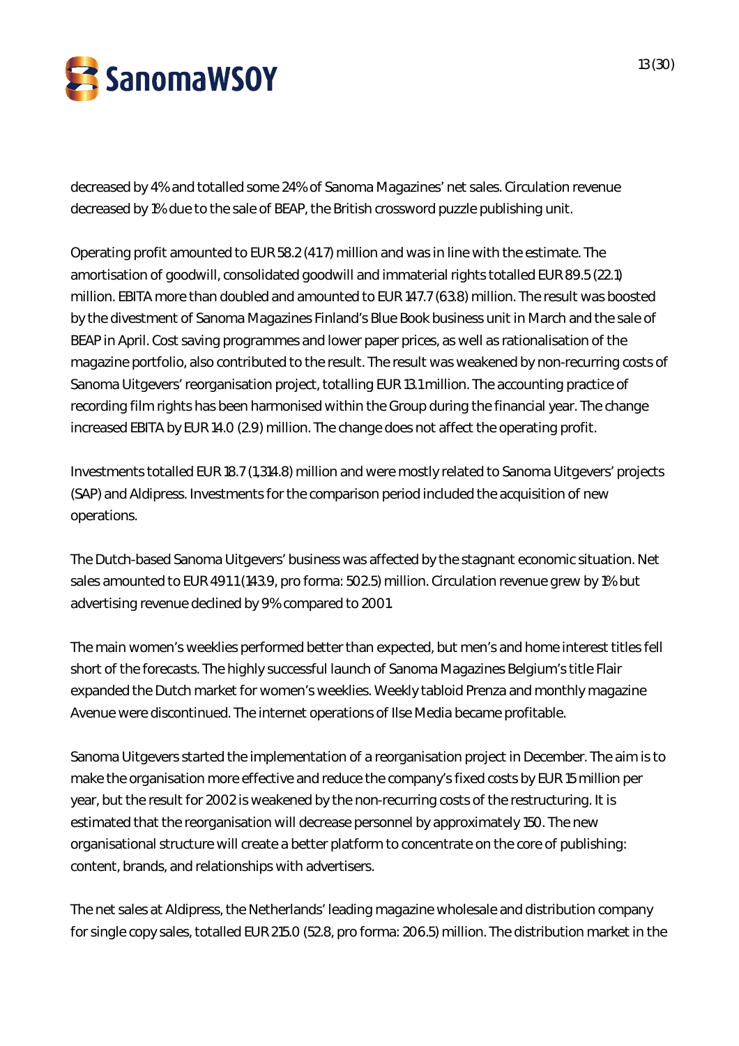decreased by 4% and totalled some 24% of Sanoma Magazines' net sales. Circulation revenue decreased by 1% due to the sale of BEAP, the British crossword puzzle publishing unit.

Operating profit amounted to EUR 58.2 (41.7) million and was in line with the estimate. The amortisation of goodwill, consolidated goodwill and immaterial rights totalled EUR 89.5 (22.1) million. EBITA more than doubled and amounted to EUR 147.7 (63.8) million. The result was boosted by the divestment of Sanoma Magazines Finland's Blue Book business unit in March and the sale of BEAP in April. Cost saving programmes and lower paper prices, as well as rationalisation of the magazine portfolio, also contributed to the result. The result was weakened by non-recurring costs of Sanoma Uitgevers' reorganisation project, totalling EUR 13.1 million. The accounting practice of recording film rights has been harmonised within the Group during the financial year. The change increased EBITA by EUR 14.0 (2.9) million. The change does not affect the operating profit.

Investments totalled EUR 18.7 (1,314.8) million and were mostly related to Sanoma Uitgevers' projects (SAP) and Aldipress. Investments for the comparison period included the acquisition of new operations.

The Dutch-based Sanoma Uitgevers' business was affected by the stagnant economic situation. Net sales amounted to EUR 491.1 (143.9, pro forma: 502.5) million. Circulation revenue grew by 1% but advertising revenue declined by 9% compared to 2001.

The main women's weeklies performed better than expected, but men's and home interest titles fell short of the forecasts. The highly successful launch of Sanoma Magazines Belgium's title Flair expanded the Dutch market for women's weeklies. Weekly tabloid Prenza and monthly magazine Avenue were discontinued. The internet operations of Ilse Media became profitable.

Sanoma Uitgevers started the implementation of a reorganisation project in December. The aim is to make the organisation more effective and reduce the company's fixed costs by EUR 15 million per year, but the result for 2002 is weakened by the non-recurring costs of the restructuring. It is estimated that the reorganisation will decrease personnel by approximately 150. The new organisational structure will create a better platform to concentrate on the core of publishing: content, brands, and relationships with advertisers.

The net sales at Aldipress, the Netherlands' leading magazine wholesale and distribution company for single copy sales, totalled EUR 215.0 (52.8, pro forma: 206.5) million. The distribution market in the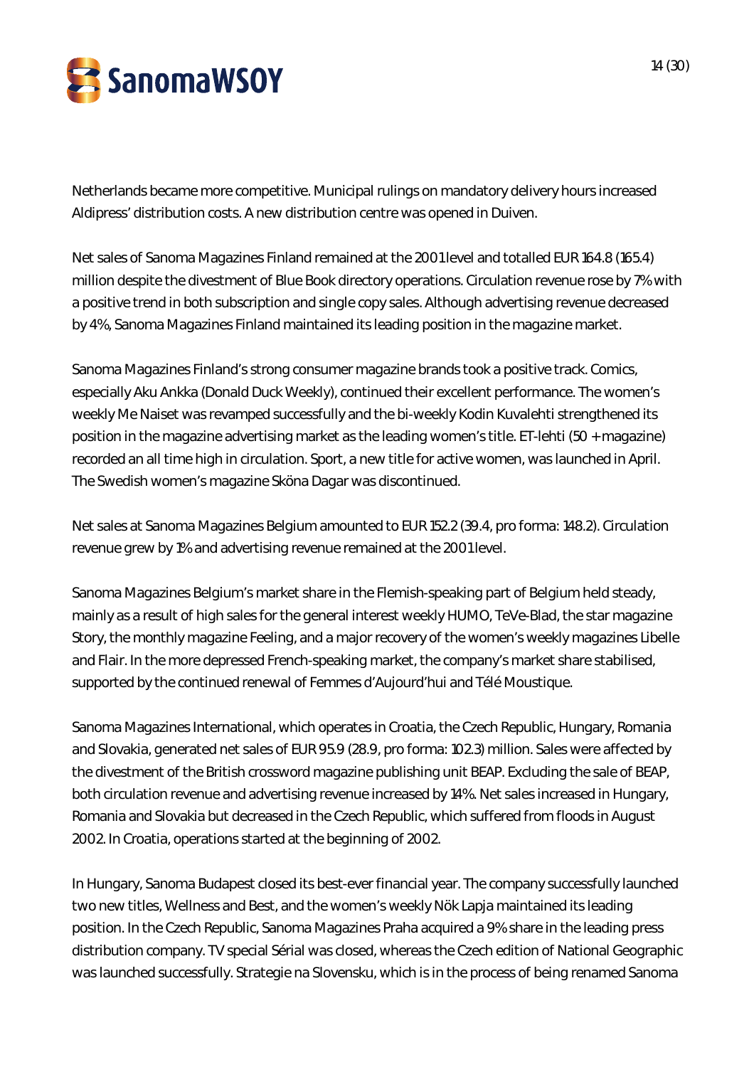Netherlands became more competitive. Municipal rulings on mandatory delivery hours increased Aldipress' distribution costs. A new distribution centre was opened in Duiven.

Net sales of Sanoma Magazines Finland remained at the 2001 level and totalled EUR 164.8 (165.4) million despite the divestment of Blue Book directory operations. Circulation revenue rose by 7% with a positive trend in both subscription and single copy sales. Although advertising revenue decreased by 4%, Sanoma Magazines Finland maintained its leading position in the magazine market.

Sanoma Magazines Finland's strong consumer magazine brands took a positive track. Comics, especially Aku Ankka (Donald Duck Weekly), continued their excellent performance. The women's weekly Me Naiset was revamped successfully and the bi-weekly Kodin Kuvalehti strengthened its position in the magazine advertising market as the leading women's title. ET-lehti (50 + magazine) recorded an all time high in circulation. Sport, a new title for active women, was launched in April. The Swedish women's magazine Sköna Dagar was discontinued.

Net sales at Sanoma Magazines Belgium amounted to EUR 152.2 (39.4, pro forma: 148.2). Circulation revenue grew by 1% and advertising revenue remained at the 2001 level.

Sanoma Magazines Belgium's market share in the Flemish-speaking part of Belgium held steady, mainly as a result of high sales for the general interest weekly HUMO, TeVe-Blad, the star magazine Story, the monthly magazine Feeling, and a major recovery of the women's weekly magazines Libelle and Flair. In the more depressed French-speaking market, the company's market share stabilised, supported by the continued renewal of Femmes d'Aujourd'hui and Télé Moustique.

Sanoma Magazines International, which operates in Croatia, the Czech Republic, Hungary, Romania and Slovakia, generated net sales of EUR 95.9 (28.9, pro forma: 102.3) million. Sales were affected by the divestment of the British crossword magazine publishing unit BEAP. Excluding the sale of BEAP, both circulation revenue and advertising revenue increased by 14%. Net sales increased in Hungary, Romania and Slovakia but decreased in the Czech Republic, which suffered from floods in August 2002. In Croatia, operations started at the beginning of 2002.

In Hungary, Sanoma Budapest closed its best-ever financial year. The company successfully launched two new titles, Wellness and Best, and the women's weekly Nök Lapja maintained its leading position. In the Czech Republic, Sanoma Magazines Praha acquired a 9% share in the leading press distribution company. TV special Sérial was closed, whereas the Czech edition of National Geographic was launched successfully. Strategie na Slovensku, which is in the process of being renamed Sanoma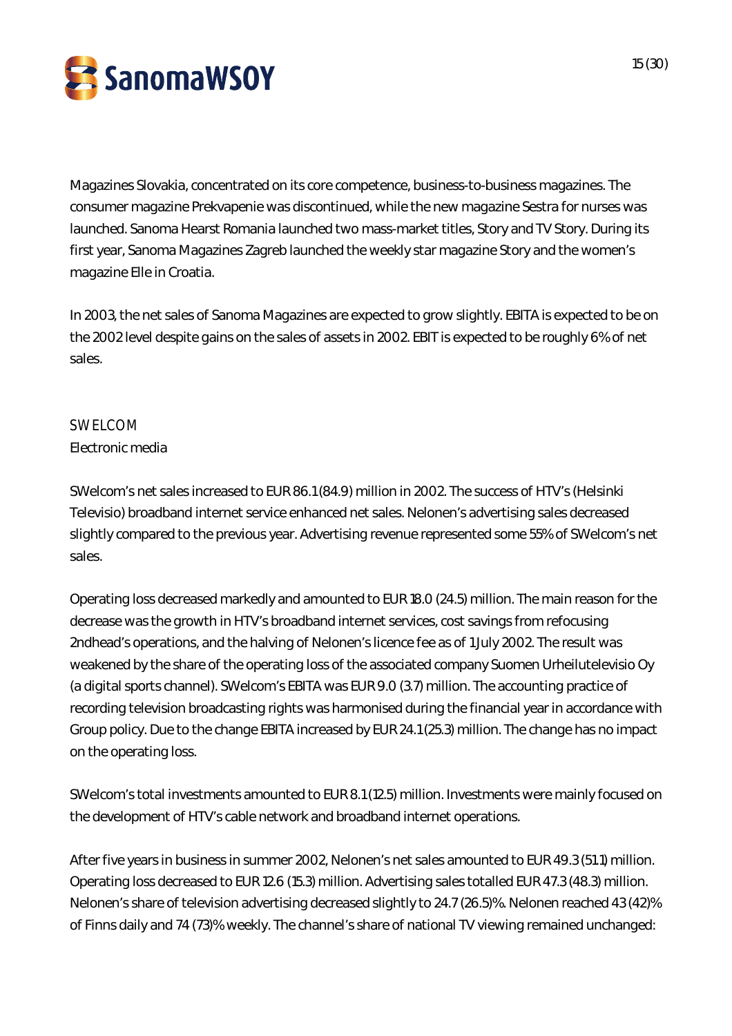Magazines Slovakia, concentrated on its core competence, business-to-business magazines. The consumer magazine Prekvapenie was discontinued, while the new magazine Sestra for nurses was launched. Sanoma Hearst Romania launched two mass-market titles, Story and TV Story. During its first year, Sanoma Magazines Zagreb launched the weekly star magazine Story and the women's magazine Elle in Croatia.

In 2003, the net sales of Sanoma Magazines are expected to grow slightly. EBITA is expected to be on the 2002 level despite gains on the sales of assets in 2002. EBIT is expected to be roughly 6% of net sales.

## SWELCOM

Electronic media

SWelcom's net sales increased to EUR 86.1 (84.9) million in 2002. The success of HTV's (Helsinki Televisio) broadband internet service enhanced net sales. Nelonen's advertising sales decreased slightly compared to the previous year. Advertising revenue represented some 55% of SWelcom's net sales.

Operating loss decreased markedly and amounted to EUR 18.0 (24.5) million. The main reason for the decrease was the growth in HTV's broadband internet services, cost savings from refocusing 2ndhead's operations, and the halving of Nelonen's licence fee as of 1 July 2002. The result was weakened by the share of the operating loss of the associated company Suomen Urheilutelevisio Oy (a digital sports channel). SWelcom's EBITA was EUR 9.0 (3.7) million. The accounting practice of recording television broadcasting rights was harmonised during the financial year in accordance with Group policy. Due to the change EBITA increased by EUR 24.1 (25.3) million. The change has no impact on the operating loss.

SWelcom's total investments amounted to EUR 8.1 (12.5) million. Investments were mainly focused on the development of HTV's cable network and broadband internet operations.

After five years in business in summer 2002, Nelonen's net sales amounted to EUR 49.3 (51.1) million. Operating loss decreased to EUR 12.6 (15.3) million. Advertising sales totalled EUR 47.3 (48.3) million. Nelonen's share of television advertising decreased slightly to 24.7 (26.5)%. Nelonen reached 43 (42)% of Finns daily and 74 (73)% weekly. The channel's share of national TV viewing remained unchanged: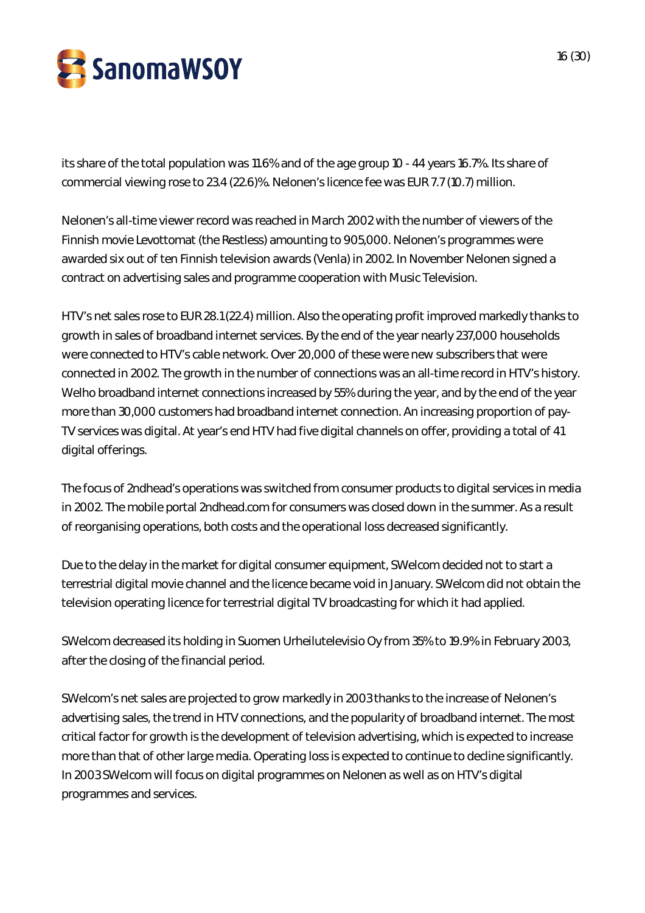its share of the total population was 11.6% and of the age group 10 - 44 years 16.7%. Its share of commercial viewing rose to 23.4 (22.6)%. Nelonen's licence fee was EUR 7.7 (10.7) million.

Nelonen's all-time viewer record was reached in March 2002 with the number of viewers of the Finnish movie Levottomat (the Restless) amounting to 905,000. Nelonen's programmes were awarded six out of ten Finnish television awards (Venla) in 2002. In November Nelonen signed a contract on advertising sales and programme cooperation with Music Television.

HTV's net sales rose to EUR 28.1 (22.4) million. Also the operating profit improved markedly thanks to growth in sales of broadband internet services. By the end of the year nearly 237,000 households were connected to HTV's cable network. Over 20,000 of these were new subscribers that were connected in 2002. The growth in the number of connections was an all-time record in HTV's history. Welho broadband internet connections increased by 55% during the year, and by the end of the year more than 30,000 customers had broadband internet connection. An increasing proportion of pay-TV services was digital. At year's end HTV had five digital channels on offer, providing a total of 41 digital offerings.

The focus of 2ndhead's operations was switched from consumer products to digital services in media in 2002. The mobile portal 2ndhead.com for consumers was closed down in the summer. As a result of reorganising operations, both costs and the operational loss decreased significantly.

Due to the delay in the market for digital consumer equipment, SWelcom decided not to start a terrestrial digital movie channel and the licence became void in January. SWelcom did not obtain the television operating licence for terrestrial digital TV broadcasting for which it had applied.

SWelcom decreased its holding in Suomen Urheilutelevisio Oy from 35% to 19.9% in February 2003, after the closing of the financial period.

SWelcom's net sales are projected to grow markedly in 2003 thanks to the increase of Nelonen's advertising sales, the trend in HTV connections, and the popularity of broadband internet. The most critical factor for growth is the development of television advertising, which is expected to increase more than that of other large media. Operating loss is expected to continue to decline significantly. In 2003 SWelcom will focus on digital programmes on Nelonen as well as on HTV's digital programmes and services.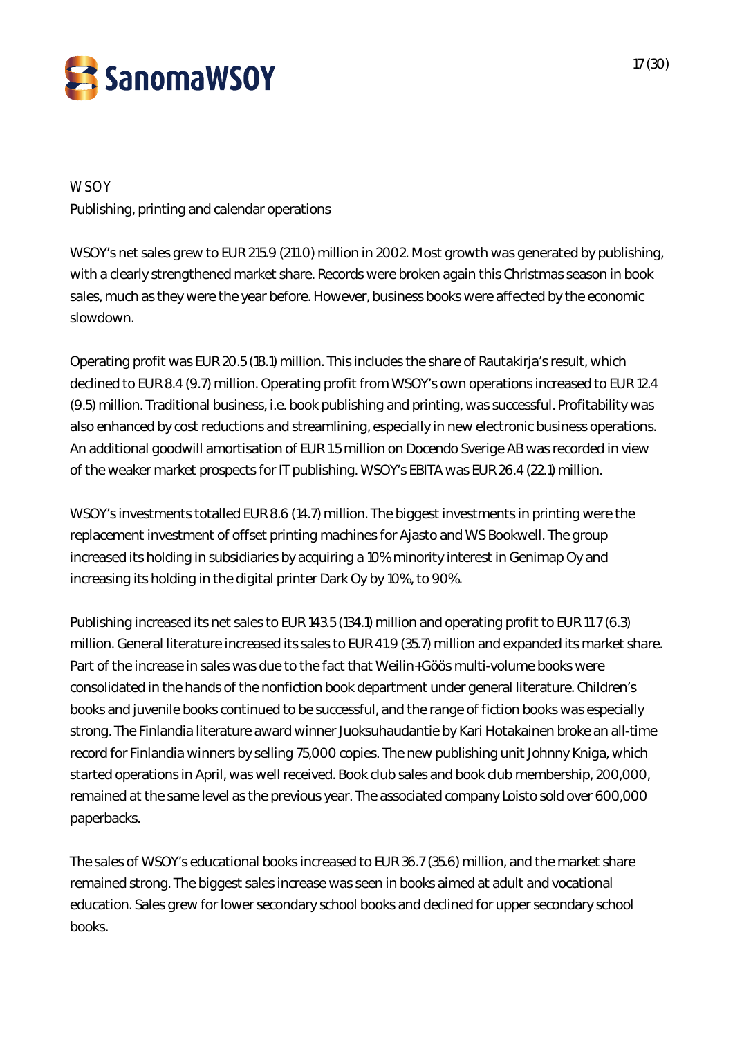## WSOY

Publishing, printing and calendar operations

WSOY's net sales grew to EUR 215.9 (211.0) million in 2002. Most growth was generated by publishing, with a clearly strengthened market share. Records were broken again this Christmas season in book sales, much as they were the year before. However, business books were affected by the economic slowdown.

Operating profit was EUR 20.5 (18.1) million. This includes the share of Rautakirja's result, which declined to EUR 8.4 (9.7) million. Operating profit from WSOY's own operations increased to EUR 12.4 (9.5) million. Traditional business, i.e. book publishing and printing, was successful. Profitability was also enhanced by cost reductions and streamlining, especially in new electronic business operations. An additional goodwill amortisation of EUR 1.5 million on Docendo Sverige AB was recorded in view of the weaker market prospects for IT publishing. WSOY's EBITA was EUR 26.4 (22.1) million.

WSOY's investments totalled EUR 8.6 (14.7) million. The biggest investments in printing were the replacement investment of offset printing machines for Ajasto and WS Bookwell. The group increased its holding in subsidiaries by acquiring a 10% minority interest in Genimap Oy and increasing its holding in the digital printer Dark Oy by 10%, to 90%.

Publishing increased its net sales to EUR 143.5 (134.1) million and operating profit to EUR 11.7 (6.3) million. General literature increased its sales to EUR 41.9 (35.7) million and expanded its market share. Part of the increase in sales was due to the fact that Weilin+Göös multi-volume books were consolidated in the hands of the nonfiction book department under general literature. Children's books and juvenile books continued to be successful, and the range of fiction books was especially strong. The Finlandia literature award winner Juoksuhaudantie by Kari Hotakainen broke an all-time record for Finlandia winners by selling 75,000 copies. The new publishing unit Johnny Kniga, which started operations in April, was well received. Book club sales and book club membership, 200,000, remained at the same level as the previous year. The associated company Loisto sold over 600,000 paperbacks.

The sales of WSOY's educational books increased to EUR 36.7 (35.6) million, and the market share remained strong. The biggest sales increase was seen in books aimed at adult and vocational education. Sales grew for lower secondary school books and declined for upper secondary school books.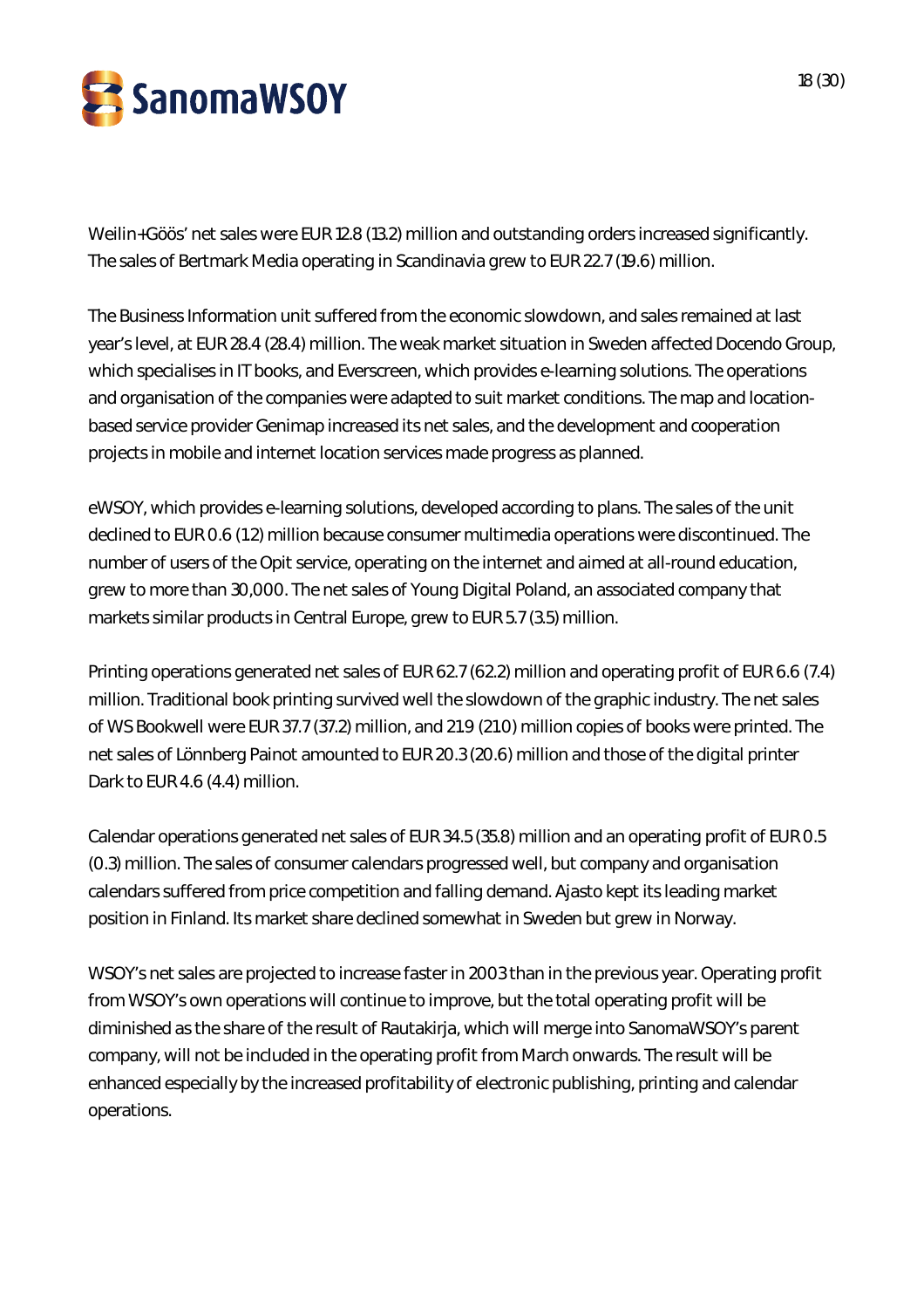Weilin+Göös' net sales were EUR 12.8 (13.2) million and outstanding orders increased significantly. The sales of Bertmark Media operating in Scandinavia grew to EUR 22.7 (19.6) million.

The Business Information unit suffered from the economic slowdown, and sales remained at last year's level, at EUR 28.4 (28.4) million. The weak market situation in Sweden affected Docendo Group, which specialises in IT books, and Everscreen, which provides e-learning solutions. The operations and organisation of the companies were adapted to suit market conditions. The map and location-based service provider Genimap increased its net sales, and the development and cooperation projects in mobile and internet location services made progress as planned.

eWSOY, which provides e-learning solutions, developed according to plans. The sales of the unit declined to EUR 0.6 (1.2) million because consumer multimedia operations were discontinued. The number of users of the Opit service, operating on the internet and aimed at all-round education, grew to more than 30,000. The net sales of Young Digital Poland, an associated company that markets similar products in Central Europe, grew to EUR 5.7 (3.5) million.

Printing operations generated net sales of EUR 62.7 (62.2) million and operating profit of EUR 6.6 (7.4) million. Traditional book printing survived well the slowdown of the graphic industry. The net sales of WS Bookwell were EUR 37.7 (37.2) million, and 21.9 (21.0) million copies of books were printed. The net sales of Lönnberg Painot amounted to EUR 20.3 (20.6) million and those of the digital printer Dark to EUR 4.6 (4.4) million.

Calendar operations generated net sales of EUR 34.5 (35.8) million and an operating profit of EUR 0.5 (0.3) million. The sales of consumer calendars progressed well, but company and organisation calendars suffered from price competition and falling demand. Ajasto kept its leading market position in Finland. Its market share declined somewhat in Sweden but grew in Norway.

WSOY's net sales are projected to increase faster in 2003 than in the previous year. Operating profit from WSOY's own operations will continue to improve, but the total operating profit will be diminished as the share of the result of Rautakirja, which will merge into SanomaWSOY's parent company, will not be included in the operating profit from March onwards. The result will be enhanced especially by the increased profitability of electronic publishing, printing and calendar operations.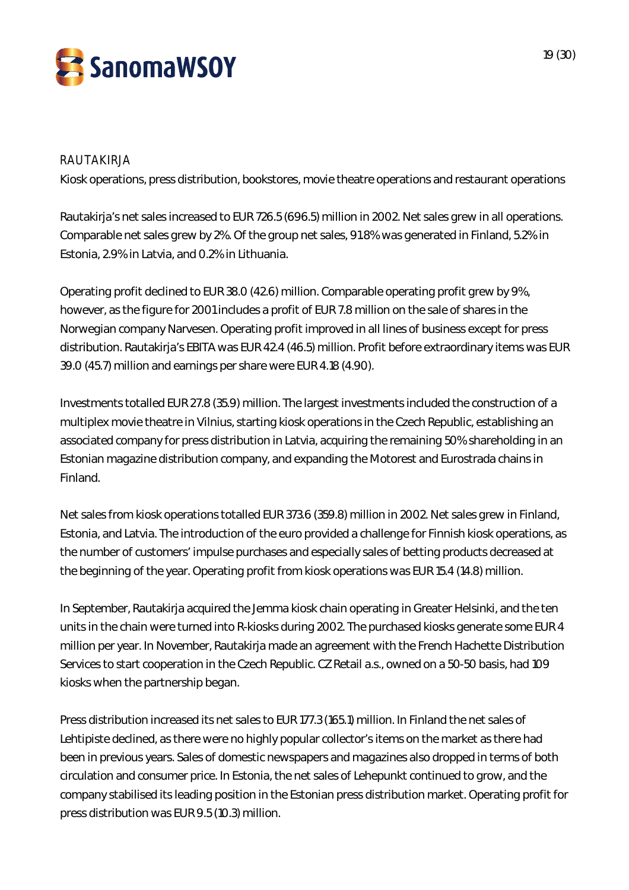## RAUTAKIRJA

Kiosk operations, press distribution, bookstores, movie theatre operations and restaurant operations

Rautakirja's net sales increased to EUR 726.5 (696.5) million in 2002. Net sales grew in all operations. Comparable net sales grew by 2%. Of the group net sales, 91.8% was generated in Finland, 5.2% in Estonia, 2.9% in Latvia, and 0.2% in Lithuania.

Operating profit declined to EUR 38.0 (42.6) million. Comparable operating profit grew by 9%, however, as the figure for 2001 includes a profit of EUR 7.8 million on the sale of shares in the Norwegian company Narvesen. Operating profit improved in all lines of business except for press distribution. Rautakirja's EBITA was EUR 42.4 (46.5) million. Profit before extraordinary items was EUR 39.0 (45.7) million and earnings per share were EUR 4.18 (4.90).

Investments totalled EUR 27.8 (35.9) million. The largest investments included the construction of a multiplex movie theatre in Vilnius, starting kiosk operations in the Czech Republic, establishing an associated company for press distribution in Latvia, acquiring the remaining 50% shareholding in an Estonian magazine distribution company, and expanding the Motorest and Eurostrada chains in Finland.

Net sales from kiosk operations totalled EUR 373.6 (359.8) million in 2002. Net sales grew in Finland, Estonia, and Latvia. The introduction of the euro provided a challenge for Finnish kiosk operations, as the number of customers' impulse purchases and especially sales of betting products decreased at the beginning of the year. Operating profit from kiosk operations was EUR 15.4 (14.8) million.

In September, Rautakirja acquired the Jemma kiosk chain operating in Greater Helsinki, and the ten units in the chain were turned into R-kiosks during 2002. The purchased kiosks generate some EUR 4 million per year. In November, Rautakirja made an agreement with the French Hachette Distribution Services to start cooperation in the Czech Republic. CZ Retail a.s., owned on a 50-50 basis, had 109 kiosks when the partnership began.

Press distribution increased its net sales to EUR 177.3 (165.1) million. In Finland the net sales of Lehtipiste declined, as there were no highly popular collector's items on the market as there had been in previous years. Sales of domestic newspapers and magazines also dropped in terms of both circulation and consumer price. In Estonia, the net sales of Lehepunkt continued to grow, and the company stabilised its leading position in the Estonian press distribution market. Operating profit for press distribution was EUR 9.5 (10.3) million.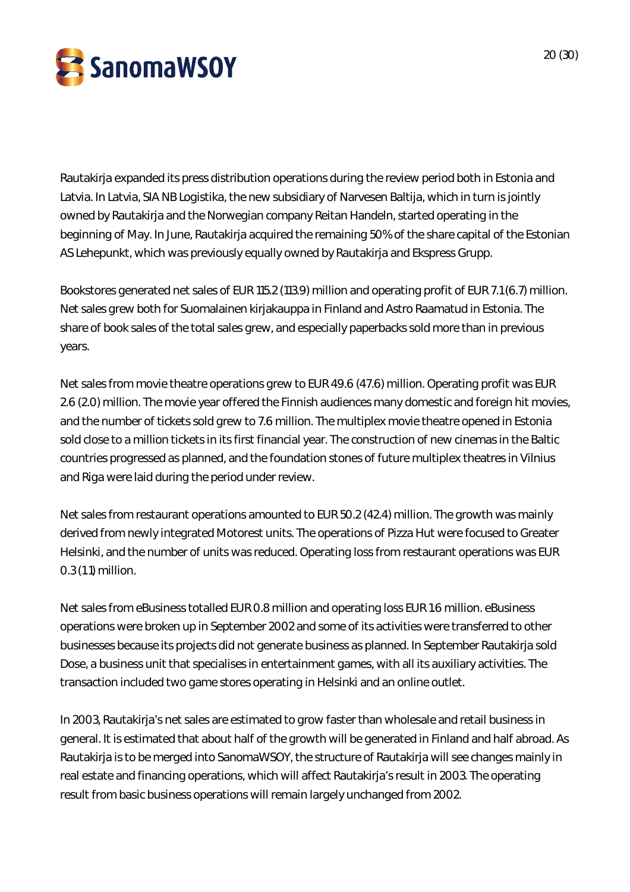Rautakirja expanded its press distribution operations during the review period both in Estonia and Latvia. In Latvia, SIA NB Logistika, the new subsidiary of Narvesen Baltija, which in turn is jointly owned by Rautakirja and the Norwegian company Reitan Handeln, started operating in the beginning of May. In June, Rautakirja acquired the remaining 50% of the share capital of the Estonian AS Lehepunkt, which was previously equally owned by Rautakirja and Ekspress Grupp.

Bookstores generated net sales of EUR 115.2 (113.9) million and operating profit of EUR 7.1 (6.7) million. Net sales grew both for Suomalainen kirjakauppa in Finland and Astro Raamatud in Estonia. The share of book sales of the total sales grew, and especially paperbacks sold more than in previous years.

Net sales from movie theatre operations grew to EUR 49.6 (47.6) million. Operating profit was EUR 2.6 (2.0) million. The movie year offered the Finnish audiences many domestic and foreign hit movies, and the number of tickets sold grew to 7.6 million. The multiplex movie theatre opened in Estonia sold close to a million tickets in its first financial year. The construction of new cinemas in the Baltic countries progressed as planned, and the foundation stones of future multiplex theatres in Vilnius and Riga were laid during the period under review.

Net sales from restaurant operations amounted to EUR 50.2 (42.4) million. The growth was mainly derived from newly integrated Motorest units. The operations of Pizza Hut were focused to Greater Helsinki, and the number of units was reduced. Operating loss from restaurant operations was EUR 0.3 (1.1) million.

Net sales from eBusiness totalled EUR 0.8 million and operating loss EUR 1.6 million. eBusiness operations were broken up in September 2002 and some of its activities were transferred to other businesses because its projects did not generate business as planned. In September Rautakirja sold Dose, a business unit that specialises in entertainment games, with all its auxiliary activities. The transaction included two game stores operating in Helsinki and an online outlet.

In 2003, Rautakirja's net sales are estimated to grow faster than wholesale and retail business in general. It is estimated that about half of the growth will be generated in Finland and half abroad. As Rautakirja is to be merged into SanomaWSOY, the structure of Rautakirja will see changes mainly in real estate and financing operations, which will affect Rautakirja's result in 2003. The operating result from basic business operations will remain largely unchanged from 2002.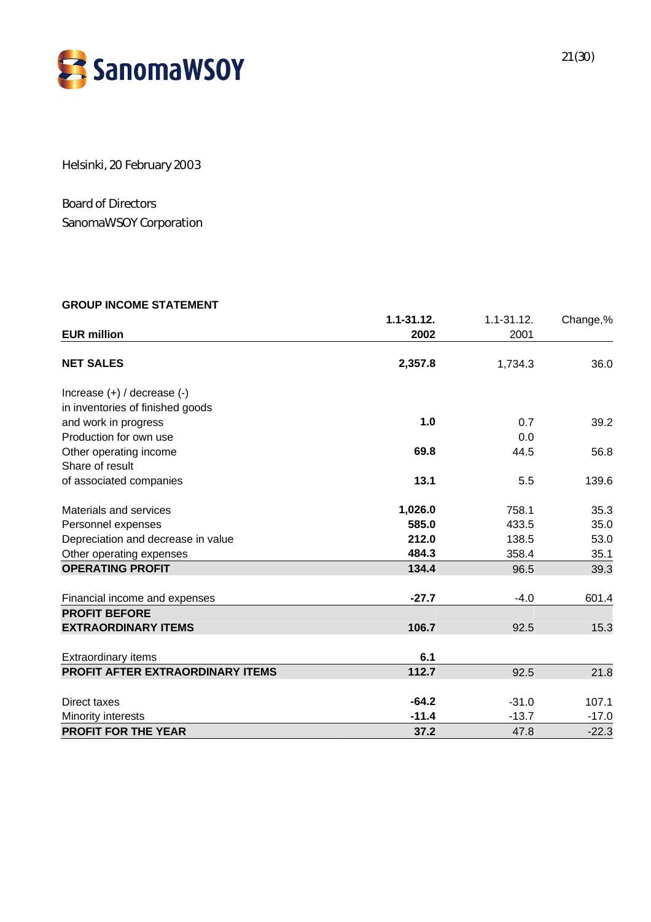Helsinki, 20 February 2003

Board of Directors
SanomaWSOY Corporation

**GROUP INCOME STATEMENT**

| EUR million | **1.1-31.12. 2002** | 1.1-31.12. 2001 | Change,% |
|---|---|---|---|
| **NET SALES** | **2,357.8** | 1,734.3 | 36.0 |
| Increase (+) / decrease (-) in inventories of finished goods and work in progress | **1.0** | 0.7 | 39.2 |
| Production for own use | | 0.0 | |
| Other operating income | **69.8** | 44.5 | 56.8 |
| Share of result of associated companies | **13.1** | 5.5 | 139.6 |
| Materials and services | **1,026.0** | 758.1 | 35.3 |
| Personnel expenses | **585.0** | 433.5 | 35.0 |
| Depreciation and decrease in value | **212.0** | 138.5 | 53.0 |
| Other operating expenses | **484.3** | 358.4 | 35.1 |
| **OPERATING PROFIT** | **134.4** | 96.5 | 39.3 |
| Financial income and expenses | **-27.7** | -4.0 | 601.4 |
| **PROFIT BEFORE EXTRAORDINARY ITEMS** | **106.7** | 92.5 | 15.3 |
| Extraordinary items | **6.1** | | |
| **PROFIT AFTER EXTRAORDINARY ITEMS** | **112.7** | 92.5 | 21.8 |
| Direct taxes | **-64.2** | -31.0 | 107.1 |
| Minority interests | **-11.4** | -13.7 | -17.0 |
| **PROFIT FOR THE YEAR** | **37.2** | 47.8 | -22.3 |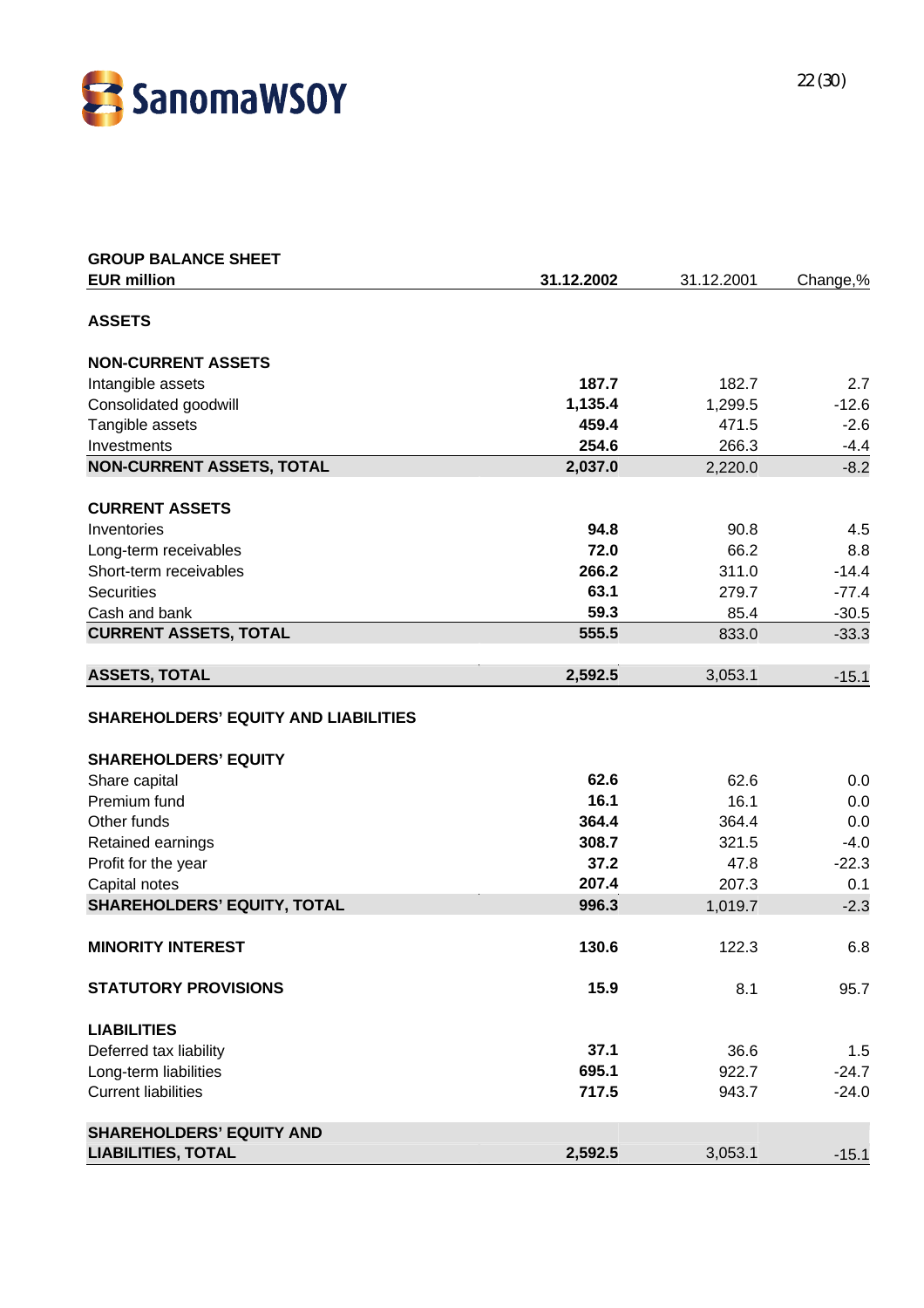| GROUP BALANCE SHEET<br>EUR million | **31.12.2002** | 31.12.2001 | Change,% |
|---|---|---|---|
| **ASSETS** | | | |
| **NON-CURRENT ASSETS** | | | |
| Intangible assets | **187.7** | 182.7 | 2.7 |
| Consolidated goodwill | **1,135.4** | 1,299.5 | -12.6 |
| Tangible assets | **459.4** | 471.5 | -2.6 |
| Investments | **254.6** | 266.3 | -4.4 |
| **NON-CURRENT ASSETS, TOTAL** | **2,037.0** | 2,220.0 | -8.2 |
| **CURRENT ASSETS** | | | |
| Inventories | **94.8** | 90.8 | 4.5 |
| Long-term receivables | **72.0** | 66.2 | 8.8 |
| Short-term receivables | **266.2** | 311.0 | -14.4 |
| Securities | **63.1** | 279.7 | -77.4 |
| Cash and bank | **59.3** | 85.4 | -30.5 |
| **CURRENT ASSETS, TOTAL** | **555.5** | 833.0 | -33.3 |
| **ASSETS, TOTAL** | **2,592.5** | 3,053.1 | -15.1 |
| **SHAREHOLDERS' EQUITY AND LIABILITIES** | | | |
| **SHAREHOLDERS' EQUITY** | | | |
| Share capital | **62.6** | 62.6 | 0.0 |
| Premium fund | **16.1** | 16.1 | 0.0 |
| Other funds | **364.4** | 364.4 | 0.0 |
| Retained earnings | **308.7** | 321.5 | -4.0 |
| Profit for the year | **37.2** | 47.8 | -22.3 |
| Capital notes | **207.4** | 207.3 | 0.1 |
| **SHAREHOLDERS' EQUITY, TOTAL** | **996.3** | 1,019.7 | -2.3 |
| **MINORITY INTEREST** | **130.6** | 122.3 | 6.8 |
| **STATUTORY PROVISIONS** | **15.9** | 8.1 | 95.7 |
| **LIABILITIES** | | | |
| Deferred tax liability | **37.1** | 36.6 | 1.5 |
| Long-term liabilities | **695.1** | 922.7 | -24.7 |
| Current liabilities | **717.5** | 943.7 | -24.0 |
| **SHAREHOLDERS' EQUITY AND LIABILITIES, TOTAL** | **2,592.5** | 3,053.1 | -15.1 |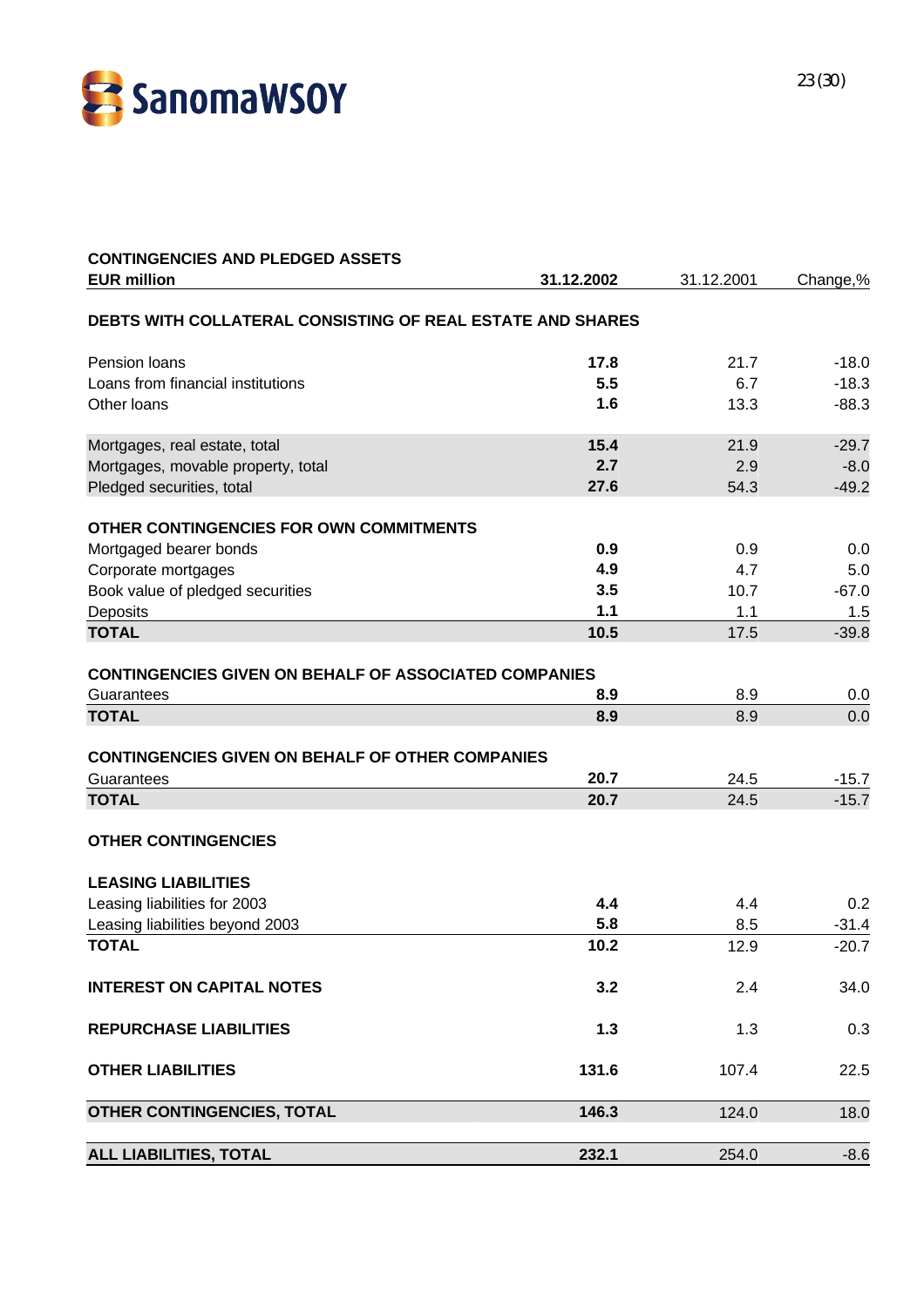## CONTINGENCIES AND PLEDGED ASSETS

| EUR million | 31.12.2002 | 31.12.2001 | Change,% |
|---|---|---|---|
| **DEBTS WITH COLLATERAL CONSISTING OF REAL ESTATE AND SHARES** | | | |
| Pension loans | **17.8** | 21.7 | -18.0 |
| Loans from financial institutions | **5.5** | 6.7 | -18.3 |
| Other loans | **1.6** | 13.3 | -88.3 |
| Mortgages, real estate, total | **15.4** | 21.9 | -29.7 |
| Mortgages, movable property, total | **2.7** | 2.9 | -8.0 |
| Pledged securities, total | **27.6** | 54.3 | -49.2 |
| **OTHER CONTINGENCIES FOR OWN COMMITMENTS** | | | |
| Mortgaged bearer bonds | **0.9** | 0.9 | 0.0 |
| Corporate mortgages | **4.9** | 4.7 | 5.0 |
| Book value of pledged securities | **3.5** | 10.7 | -67.0 |
| Deposits | **1.1** | 1.1 | 1.5 |
| **TOTAL** | **10.5** | 17.5 | -39.8 |
| **CONTINGENCIES GIVEN ON BEHALF OF ASSOCIATED COMPANIES** | | | |
| Guarantees | **8.9** | 8.9 | 0.0 |
| **TOTAL** | **8.9** | 8.9 | 0.0 |
| **CONTINGENCIES GIVEN ON BEHALF OF OTHER COMPANIES** | | | |
| Guarantees | **20.7** | 24.5 | -15.7 |
| **TOTAL** | **20.7** | 24.5 | -15.7 |
| **OTHER CONTINGENCIES** | | | |
| **LEASING LIABILITIES** | | | |
| Leasing liabilities for 2003 | **4.4** | 4.4 | 0.2 |
| Leasing liabilities beyond 2003 | **5.8** | 8.5 | -31.4 |
| **TOTAL** | **10.2** | 12.9 | -20.7 |
| **INTEREST ON CAPITAL NOTES** | **3.2** | 2.4 | 34.0 |
| **REPURCHASE LIABILITIES** | **1.3** | 1.3 | 0.3 |
| **OTHER LIABILITIES** | **131.6** | 107.4 | 22.5 |
| **OTHER CONTINGENCIES, TOTAL** | **146.3** | 124.0 | 18.0 |
| **ALL LIABILITIES, TOTAL** | **232.1** | 254.0 | -8.6 |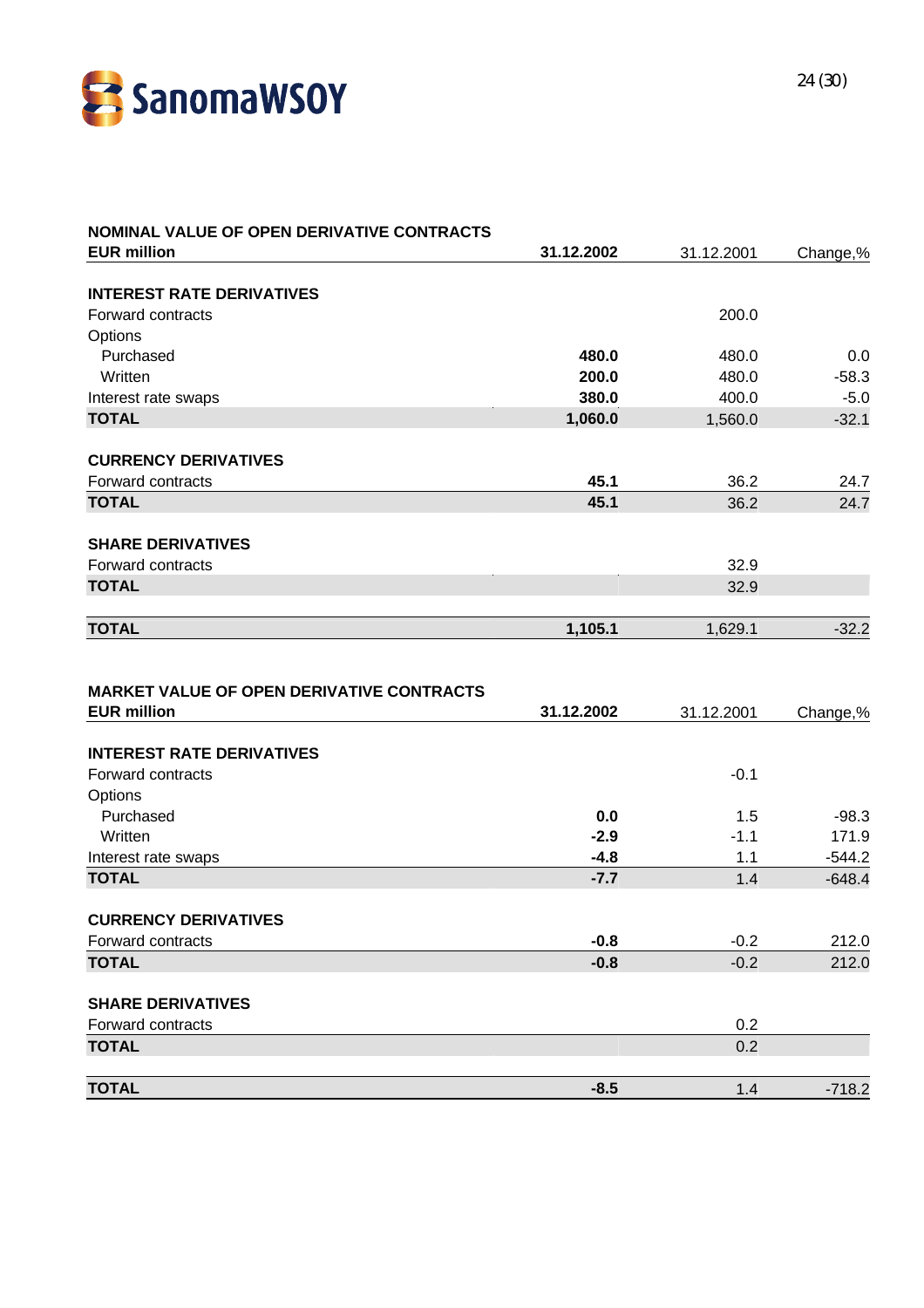## NOMINAL VALUE OF OPEN DERIVATIVE CONTRACTS

| EUR million | 31.12.2002 | 31.12.2001 | Change,% |
|---|---|---|---|
| **INTEREST RATE DERIVATIVES** | | | |
| Forward contracts | | 200.0 | |
| Options | | | |
| Purchased | **480.0** | 480.0 | 0.0 |
| Written | **200.0** | 480.0 | -58.3 |
| Interest rate swaps | **380.0** | 400.0 | -5.0 |
| **TOTAL** | **1,060.0** | 1,560.0 | -32.1 |
| **CURRENCY DERIVATIVES** | | | |
| Forward contracts | **45.1** | 36.2 | 24.7 |
| **TOTAL** | **45.1** | 36.2 | 24.7 |
| **SHARE DERIVATIVES** | | | |
| Forward contracts | | 32.9 | |
| **TOTAL** | | 32.9 | |
| **TOTAL** | **1,105.1** | 1,629.1 | -32.2 |

## MARKET VALUE OF OPEN DERIVATIVE CONTRACTS

| EUR million | 31.12.2002 | 31.12.2001 | Change,% |
|---|---|---|---|
| **INTEREST RATE DERIVATIVES** | | | |
| Forward contracts | | -0.1 | |
| Options | | | |
| Purchased | **0.0** | 1.5 | -98.3 |
| Written | **-2.9** | -1.1 | 171.9 |
| Interest rate swaps | **-4.8** | 1.1 | -544.2 |
| **TOTAL** | **-7.7** | 1.4 | -648.4 |
| **CURRENCY DERIVATIVES** | | | |
| Forward contracts | **-0.8** | -0.2 | 212.0 |
| **TOTAL** | **-0.8** | -0.2 | 212.0 |
| **SHARE DERIVATIVES** | | | |
| Forward contracts | | 0.2 | |
| **TOTAL** | | 0.2 | |
| **TOTAL** | **-8.5** | 1.4 | -718.2 |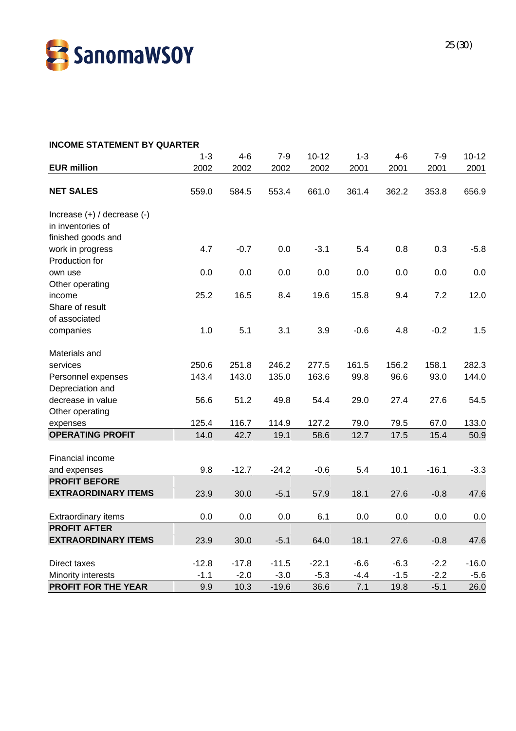**INCOME STATEMENT BY QUARTER**

| EUR million | 1-3 2002 | 4-6 2002 | 7-9 2002 | 10-12 2002 | 1-3 2001 | 4-6 2001 | 7-9 2001 | 10-12 2001 |
|---|---|---|---|---|---|---|---|---|
| **NET SALES** | 559.0 | 584.5 | 553.4 | 661.0 | 361.4 | 362.2 | 353.8 | 656.9 |
| Increase (+) / decrease (-) in inventories of finished goods and work in progress | 4.7 | -0.7 | 0.0 | -3.1 | 5.4 | 0.8 | 0.3 | -5.8 |
| Production for own use | 0.0 | 0.0 | 0.0 | 0.0 | 0.0 | 0.0 | 0.0 | 0.0 |
| Other operating income | 25.2 | 16.5 | 8.4 | 19.6 | 15.8 | 9.4 | 7.2 | 12.0 |
| Share of result of associated companies | 1.0 | 5.1 | 3.1 | 3.9 | -0.6 | 4.8 | -0.2 | 1.5 |
| Materials and services | 250.6 | 251.8 | 246.2 | 277.5 | 161.5 | 156.2 | 158.1 | 282.3 |
| Personnel expenses | 143.4 | 143.0 | 135.0 | 163.6 | 99.8 | 96.6 | 93.0 | 144.0 |
| Depreciation and decrease in value | 56.6 | 51.2 | 49.8 | 54.4 | 29.0 | 27.4 | 27.6 | 54.5 |
| Other operating expenses | 125.4 | 116.7 | 114.9 | 127.2 | 79.0 | 79.5 | 67.0 | 133.0 |
| **OPERATING PROFIT** | 14.0 | 42.7 | 19.1 | 58.6 | 12.7 | 17.5 | 15.4 | 50.9 |
| Financial income and expenses | 9.8 | -12.7 | -24.2 | -0.6 | 5.4 | 10.1 | -16.1 | -3.3 |
| **PROFIT BEFORE EXTRAORDINARY ITEMS** | 23.9 | 30.0 | -5.1 | 57.9 | 18.1 | 27.6 | -0.8 | 47.6 |
| Extraordinary items | 0.0 | 0.0 | 0.0 | 6.1 | 0.0 | 0.0 | 0.0 | 0.0 |
| **PROFIT AFTER EXTRAORDINARY ITEMS** | 23.9 | 30.0 | -5.1 | 64.0 | 18.1 | 27.6 | -0.8 | 47.6 |
| Direct taxes | -12.8 | -17.8 | -11.5 | -22.1 | -6.6 | -6.3 | -2.2 | -16.0 |
| Minority interests | -1.1 | -2.0 | -3.0 | -5.3 | -4.4 | -1.5 | -2.2 | -5.6 |
| **PROFIT FOR THE YEAR** | 9.9 | 10.3 | -19.6 | 36.6 | 7.1 | 19.8 | -5.1 | 26.0 |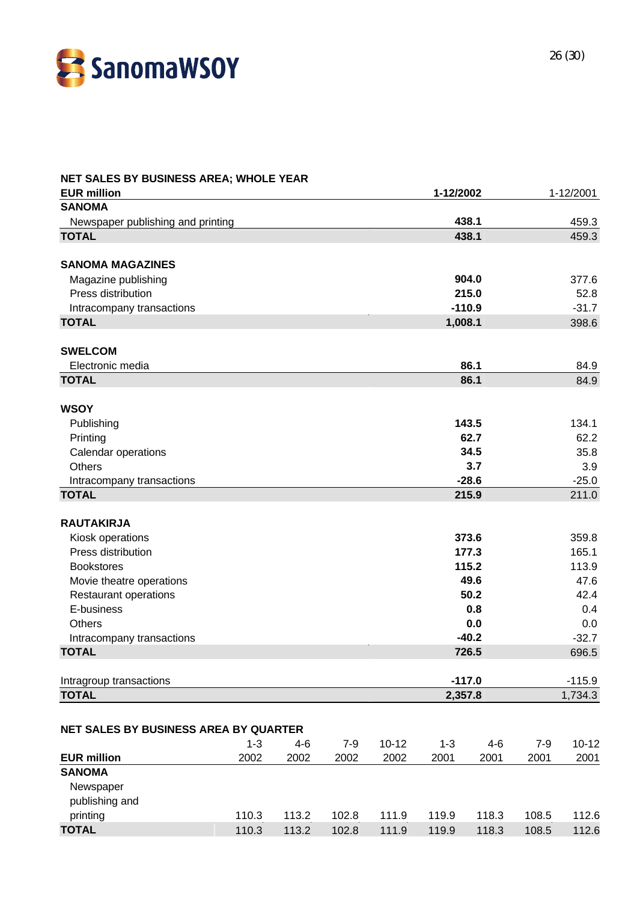## NET SALES BY BUSINESS AREA; WHOLE YEAR

| EUR million | 1-12/2002 | 1-12/2001 |
|---|---|---|
| **SANOMA** | | |
| Newspaper publishing and printing | **438.1** | 459.3 |
| **TOTAL** | **438.1** | 459.3 |
| | | |
| **SANOMA MAGAZINES** | | |
| Magazine publishing | **904.0** | 377.6 |
| Press distribution | **215.0** | 52.8 |
| Intracompany transactions | **-110.9** | -31.7 |
| **TOTAL** | **1,008.1** | 398.6 |
| | | |
| **SWELCOM** | | |
| Electronic media | **86.1** | 84.9 |
| **TOTAL** | **86.1** | 84.9 |
| | | |
| **WSOY** | | |
| Publishing | **143.5** | 134.1 |
| Printing | **62.7** | 62.2 |
| Calendar operations | **34.5** | 35.8 |
| Others | **3.7** | 3.9 |
| Intracompany transactions | **-28.6** | -25.0 |
| **TOTAL** | **215.9** | 211.0 |
| | | |
| **RAUTAKIRJA** | | |
| Kiosk operations | **373.6** | 359.8 |
| Press distribution | **177.3** | 165.1 |
| Bookstores | **115.2** | 113.9 |
| Movie theatre operations | **49.6** | 47.6 |
| Restaurant operations | **50.2** | 42.4 |
| E-business | **0.8** | 0.4 |
| Others | **0.0** | 0.0 |
| Intracompany transactions | **-40.2** | -32.7 |
| **TOTAL** | **726.5** | 696.5 |
| | | |
| Intragroup transactions | **-117.0** | -115.9 |
| **TOTAL** | **2,357.8** | 1,734.3 |

## NET SALES BY BUSINESS AREA BY QUARTER

| EUR million | 1-3 2002 | 4-6 2002 | 7-9 2002 | 10-12 2002 | 1-3 2001 | 4-6 2001 | 7-9 2001 | 10-12 2001 |
|---|---|---|---|---|---|---|---|---|
| **SANOMA** | | | | | | | | |
| Newspaper publishing and printing | 110.3 | 113.2 | 102.8 | 111.9 | 119.9 | 118.3 | 108.5 | 112.6 |
| **TOTAL** | 110.3 | 113.2 | 102.8 | 111.9 | 119.9 | 118.3 | 108.5 | 112.6 |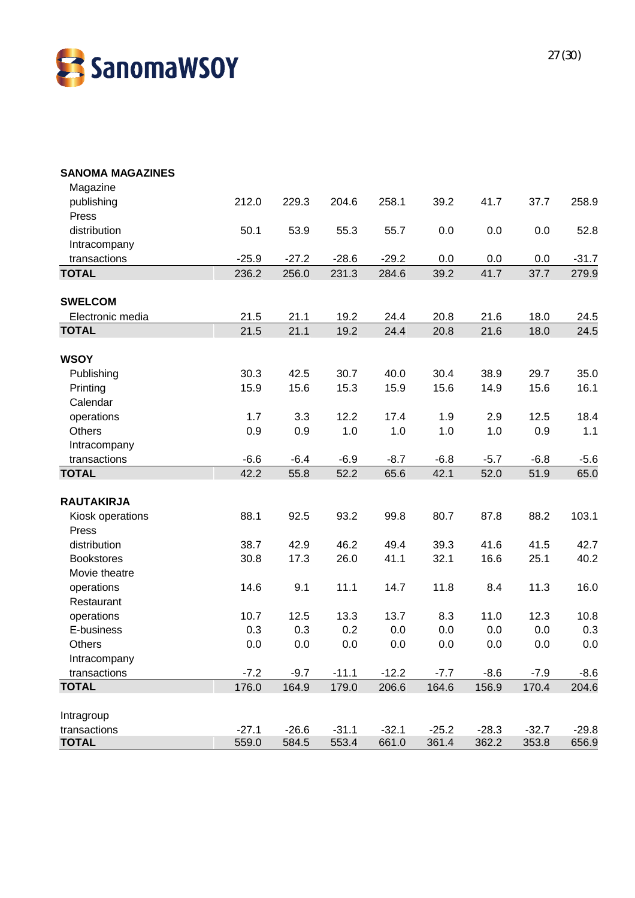| | | | | | | | | |
|---|---|---|---|---|---|---|---|---|
| **SANOMA MAGAZINES** | | | | | | | | |
| Magazine publishing | 212.0 | 229.3 | 204.6 | 258.1 | 39.2 | 41.7 | 37.7 | 258.9 |
| Press distribution | 50.1 | 53.9 | 55.3 | 55.7 | 0.0 | 0.0 | 0.0 | 52.8 |
| Intracompany transactions | -25.9 | -27.2 | -28.6 | -29.2 | 0.0 | 0.0 | 0.0 | -31.7 |
| **TOTAL** | 236.2 | 256.0 | 231.3 | 284.6 | 39.2 | 41.7 | 37.7 | 279.9 |
| | | | | | | | | |
| **SWELCOM** | | | | | | | | |
| Electronic media | 21.5 | 21.1 | 19.2 | 24.4 | 20.8 | 21.6 | 18.0 | 24.5 |
| **TOTAL** | 21.5 | 21.1 | 19.2 | 24.4 | 20.8 | 21.6 | 18.0 | 24.5 |
| | | | | | | | | |
| **WSOY** | | | | | | | | |
| Publishing | 30.3 | 42.5 | 30.7 | 40.0 | 30.4 | 38.9 | 29.7 | 35.0 |
| Printing | 15.9 | 15.6 | 15.3 | 15.9 | 15.6 | 14.9 | 15.6 | 16.1 |
| Calendar operations | 1.7 | 3.3 | 12.2 | 17.4 | 1.9 | 2.9 | 12.5 | 18.4 |
| Others | 0.9 | 0.9 | 1.0 | 1.0 | 1.0 | 1.0 | 0.9 | 1.1 |
| Intracompany transactions | -6.6 | -6.4 | -6.9 | -8.7 | -6.8 | -5.7 | -6.8 | -5.6 |
| **TOTAL** | 42.2 | 55.8 | 52.2 | 65.6 | 42.1 | 52.0 | 51.9 | 65.0 |
| | | | | | | | | |
| **RAUTAKIRJA** | | | | | | | | |
| Kiosk operations | 88.1 | 92.5 | 93.2 | 99.8 | 80.7 | 87.8 | 88.2 | 103.1 |
| Press distribution | 38.7 | 42.9 | 46.2 | 49.4 | 39.3 | 41.6 | 41.5 | 42.7 |
| Bookstores | 30.8 | 17.3 | 26.0 | 41.1 | 32.1 | 16.6 | 25.1 | 40.2 |
| Movie theatre operations | 14.6 | 9.1 | 11.1 | 14.7 | 11.8 | 8.4 | 11.3 | 16.0 |
| Restaurant operations | 10.7 | 12.5 | 13.3 | 13.7 | 8.3 | 11.0 | 12.3 | 10.8 |
| E-business | 0.3 | 0.3 | 0.2 | 0.0 | 0.0 | 0.0 | 0.0 | 0.3 |
| Others | 0.0 | 0.0 | 0.0 | 0.0 | 0.0 | 0.0 | 0.0 | 0.0 |
| Intracompany transactions | -7.2 | -9.7 | -11.1 | -12.2 | -7.7 | -8.6 | -7.9 | -8.6 |
| **TOTAL** | 176.0 | 164.9 | 179.0 | 206.6 | 164.6 | 156.9 | 170.4 | 204.6 |
| | | | | | | | | |
| Intragroup transactions | -27.1 | -26.6 | -31.1 | -32.1 | -25.2 | -28.3 | -32.7 | -29.8 |
| **TOTAL** | 559.0 | 584.5 | 553.4 | 661.0 | 361.4 | 362.2 | 353.8 | 656.9 |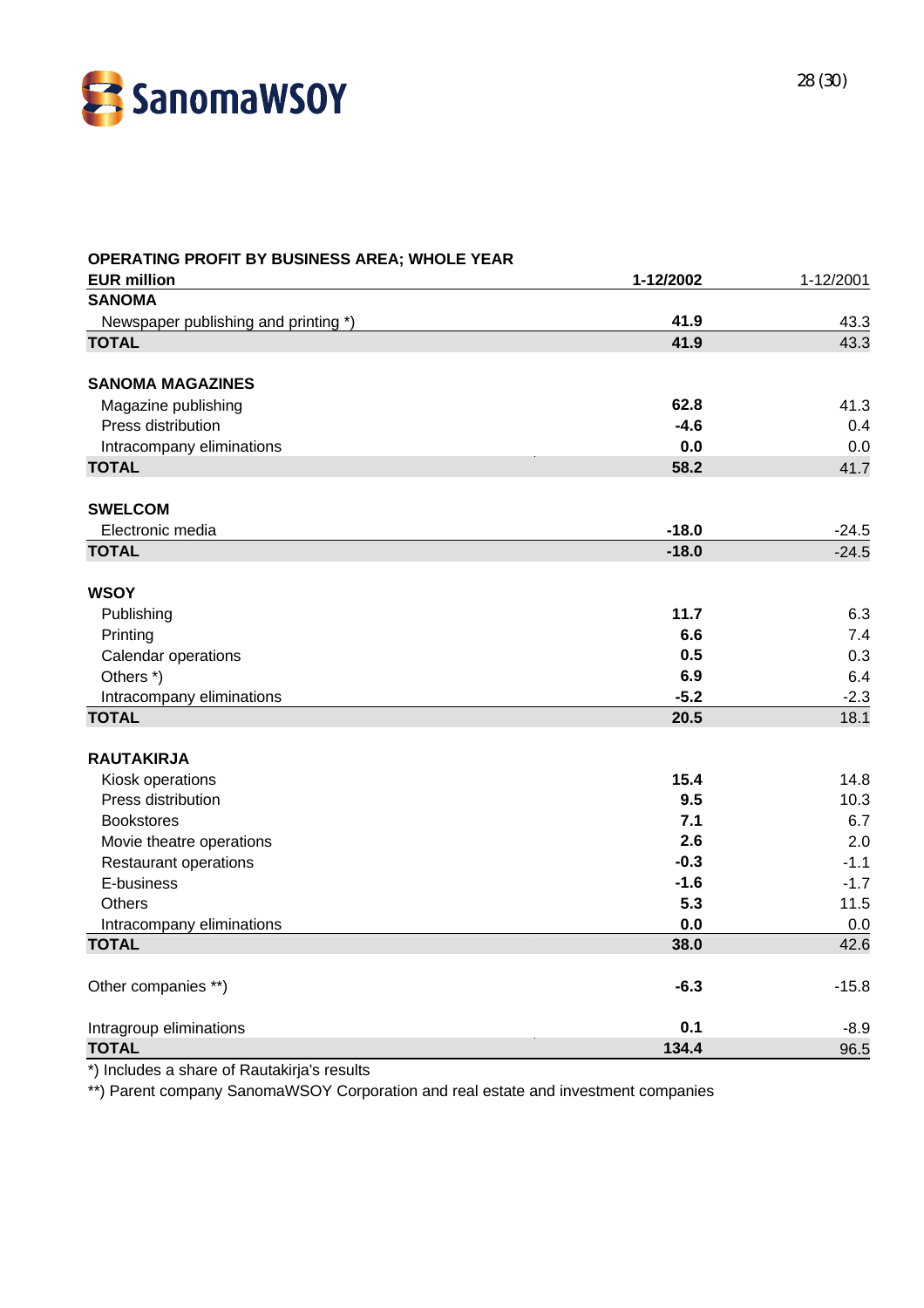## OPERATING PROFIT BY BUSINESS AREA; WHOLE YEAR

| EUR million | 1-12/2002 | 1-12/2001 |
|---|---|---|
| **SANOMA** | | |
| Newspaper publishing and printing *) | **41.9** | 43.3 |
| **TOTAL** | **41.9** | 43.3 |
| | | |
| **SANOMA MAGAZINES** | | |
| Magazine publishing | **62.8** | 41.3 |
| Press distribution | **-4.6** | 0.4 |
| Intracompany eliminations | **0.0** | 0.0 |
| **TOTAL** | **58.2** | 41.7 |
| | | |
| **SWELCOM** | | |
| Electronic media | **-18.0** | -24.5 |
| **TOTAL** | **-18.0** | -24.5 |
| | | |
| **WSOY** | | |
| Publishing | **11.7** | 6.3 |
| Printing | **6.6** | 7.4 |
| Calendar operations | **0.5** | 0.3 |
| Others *) | **6.9** | 6.4 |
| Intracompany eliminations | **-5.2** | -2.3 |
| **TOTAL** | **20.5** | 18.1 |
| | | |
| **RAUTAKIRJA** | | |
| Kiosk operations | **15.4** | 14.8 |
| Press distribution | **9.5** | 10.3 |
| Bookstores | **7.1** | 6.7 |
| Movie theatre operations | **2.6** | 2.0 |
| Restaurant operations | **-0.3** | -1.1 |
| E-business | **-1.6** | -1.7 |
| Others | **5.3** | 11.5 |
| Intracompany eliminations | **0.0** | 0.0 |
| **TOTAL** | **38.0** | 42.6 |
| | | |
| Other companies **) | **-6.3** | -15.8 |
| | | |
| Intragroup eliminations | **0.1** | -8.9 |
| **TOTAL** | **134.4** | 96.5 |

*) Includes a share of Rautakirja's results

**) Parent company SanomaWSOY Corporation and real estate and investment companies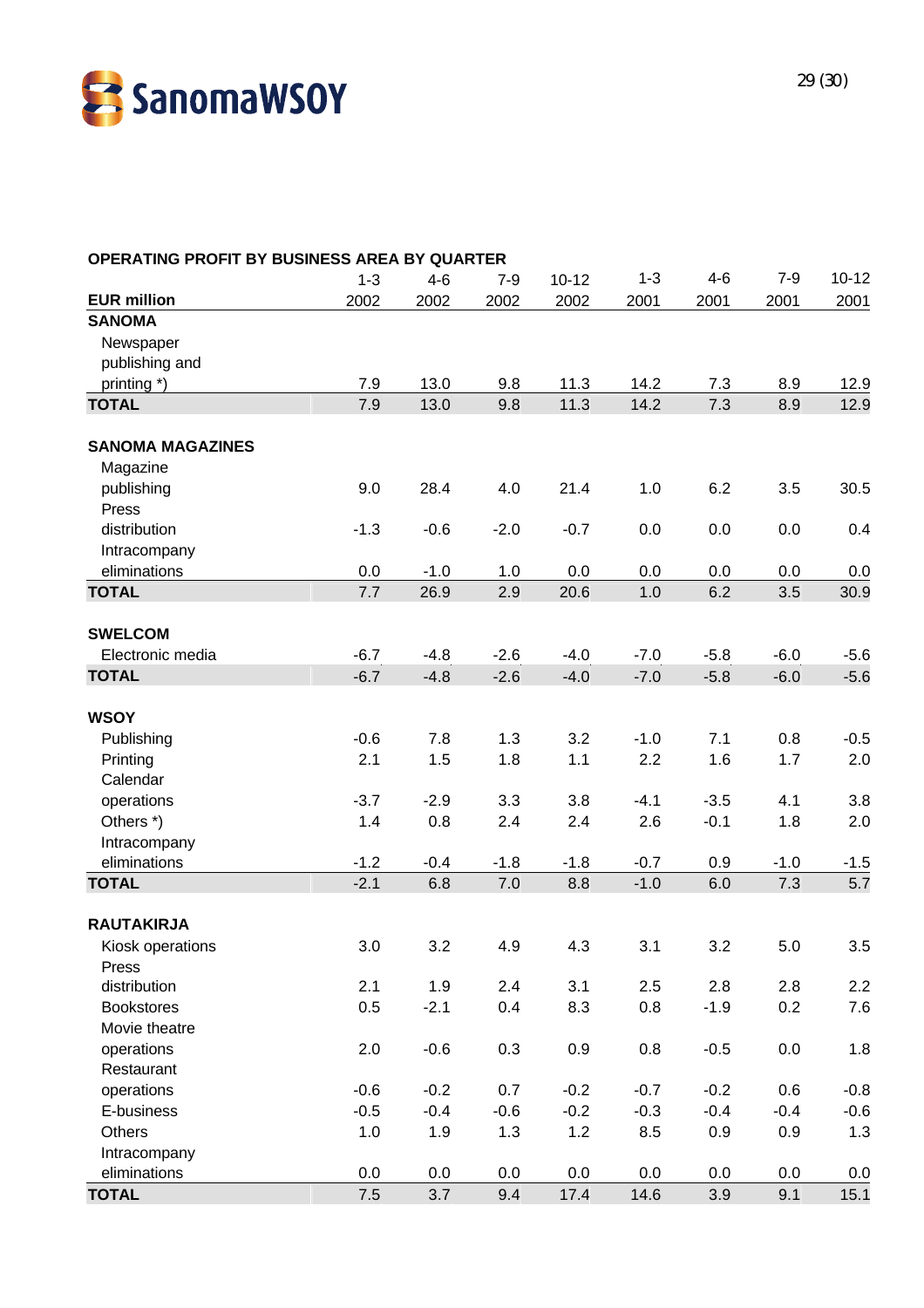## OPERATING PROFIT BY BUSINESS AREA BY QUARTER

| EUR million | 1-3 2002 | 4-6 2002 | 7-9 2002 | 10-12 2002 | 1-3 2001 | 4-6 2001 | 7-9 2001 | 10-12 2001 |
|---|---|---|---|---|---|---|---|---|
| **SANOMA** | | | | | | | | |
| Newspaper publishing and printing *) | 7.9 | 13.0 | 9.8 | 11.3 | 14.2 | 7.3 | 8.9 | 12.9 |
| **TOTAL** | 7.9 | 13.0 | 9.8 | 11.3 | 14.2 | 7.3 | 8.9 | 12.9 |
| | | | | | | | | |
| **SANOMA MAGAZINES** | | | | | | | | |
| Magazine publishing | 9.0 | 28.4 | 4.0 | 21.4 | 1.0 | 6.2 | 3.5 | 30.5 |
| Press distribution | -1.3 | -0.6 | -2.0 | -0.7 | 0.0 | 0.0 | 0.0 | 0.4 |
| Intracompany eliminations | 0.0 | -1.0 | 1.0 | 0.0 | 0.0 | 0.0 | 0.0 | 0.0 |
| **TOTAL** | 7.7 | 26.9 | 2.9 | 20.6 | 1.0 | 6.2 | 3.5 | 30.9 |
| | | | | | | | | |
| **SWELCOM** | | | | | | | | |
| Electronic media | -6.7 | -4.8 | -2.6 | -4.0 | -7.0 | -5.8 | -6.0 | -5.6 |
| **TOTAL** | -6.7 | -4.8 | -2.6 | -4.0 | -7.0 | -5.8 | -6.0 | -5.6 |
| | | | | | | | | |
| **WSOY** | | | | | | | | |
| Publishing | -0.6 | 7.8 | 1.3 | 3.2 | -1.0 | 7.1 | 0.8 | -0.5 |
| Printing | 2.1 | 1.5 | 1.8 | 1.1 | 2.2 | 1.6 | 1.7 | 2.0 |
| Calendar operations | -3.7 | -2.9 | 3.3 | 3.8 | -4.1 | -3.5 | 4.1 | 3.8 |
| Others *) | 1.4 | 0.8 | 2.4 | 2.4 | 2.6 | -0.1 | 1.8 | 2.0 |
| Intracompany eliminations | -1.2 | -0.4 | -1.8 | -1.8 | -0.7 | 0.9 | -1.0 | -1.5 |
| **TOTAL** | -2.1 | 6.8 | 7.0 | 8.8 | -1.0 | 6.0 | 7.3 | 5.7 |
| | | | | | | | | |
| **RAUTAKIRJA** | | | | | | | | |
| Kiosk operations | 3.0 | 3.2 | 4.9 | 4.3 | 3.1 | 3.2 | 5.0 | 3.5 |
| Press distribution | 2.1 | 1.9 | 2.4 | 3.1 | 2.5 | 2.8 | 2.8 | 2.2 |
| Bookstores | 0.5 | -2.1 | 0.4 | 8.3 | 0.8 | -1.9 | 0.2 | 7.6 |
| Movie theatre operations | 2.0 | -0.6 | 0.3 | 0.9 | 0.8 | -0.5 | 0.0 | 1.8 |
| Restaurant operations | -0.6 | -0.2 | 0.7 | -0.2 | -0.7 | -0.2 | 0.6 | -0.8 |
| E-business | -0.5 | -0.4 | -0.6 | -0.2 | -0.3 | -0.4 | -0.4 | -0.6 |
| Others | 1.0 | 1.9 | 1.3 | 1.2 | 8.5 | 0.9 | 0.9 | 1.3 |
| Intracompany eliminations | 0.0 | 0.0 | 0.0 | 0.0 | 0.0 | 0.0 | 0.0 | 0.0 |
| **TOTAL** | 7.5 | 3.7 | 9.4 | 17.4 | 14.6 | 3.9 | 9.1 | 15.1 |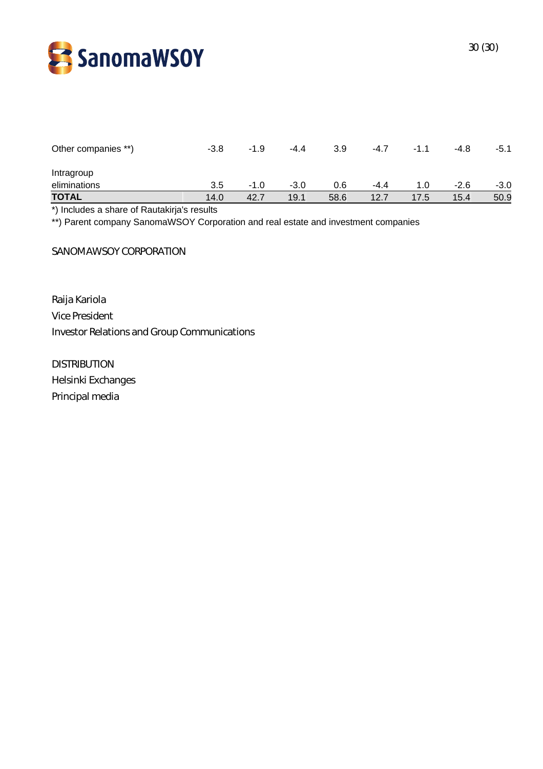| | | | | | | | | |
|---|---|---|---|---|---|---|---|---|
| Other companies **) | -3.8 | -1.9 | -4.4 | 3.9 | -4.7 | -1.1 | -4.8 | -5.1 |
| Intragroup eliminations | 3.5 | -1.0 | -3.0 | 0.6 | -4.4 | 1.0 | -2.6 | -3.0 |
| **TOTAL** | 14.0 | 42.7 | 19.1 | 58.6 | 12.7 | 17.5 | 15.4 | 50.9 |

*) Includes a share of Rautakirja's results

**) Parent company SanomaWSOY Corporation and real estate and investment companies

SANOMAWSOY CORPORATION

Raija Kariola
Vice President
Investor Relations and Group Communications

DISTRIBUTION
Helsinki Exchanges
Principal media